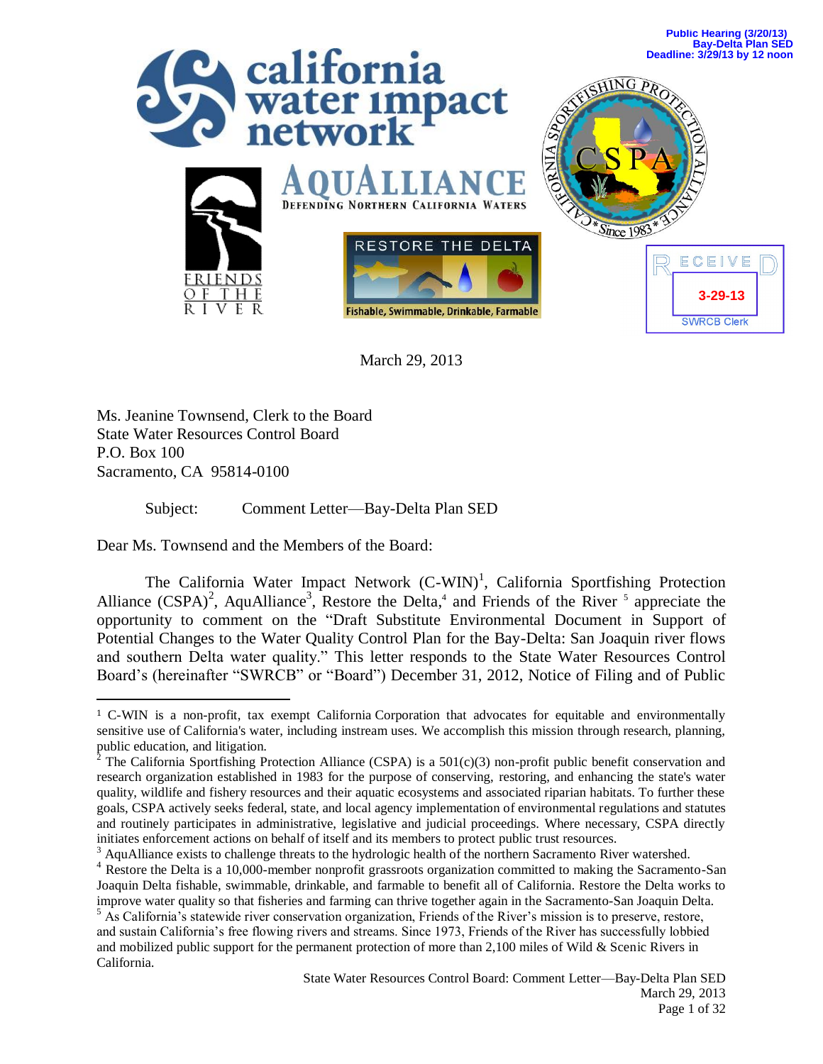Public Hearing (3/20/13)
Bay-Delta Plan SED
Deadline: 3/29/13 by 12 noon

california water impact network

AQUALLIANCE
DEFENDING NORTHERN CALIFORNIA WATERS

CALIFORNIA SPORTFISHING PROTECTION ALLIANCE — CSPA — Since 1983

FRIENDS OF THE RIVER

RESTORE THE DELTA
Fishable, Swimmable, Drinkable, Farmable

RECEIVED
3-29-13
SWRCB Clerk

March 29, 2013

Ms. Jeanine Townsend, Clerk to the Board
State Water Resources Control Board
P.O. Box 100
Sacramento, CA 95814-0100

Subject: Comment Letter—Bay-Delta Plan SED

Dear Ms. Townsend and the Members of the Board:

The California Water Impact Network (C-WIN)[1], California Sportfishing Protection Alliance (CSPA)[2], AquAlliance[3], Restore the Delta,[4] and Friends of the River [5] appreciate the opportunity to comment on the "Draft Substitute Environmental Document in Support of Potential Changes to the Water Quality Control Plan for the Bay-Delta: San Joaquin river flows and southern Delta water quality." This letter responds to the State Water Resources Control Board's (hereinafter "SWRCB" or "Board") December 31, 2012, Notice of Filing and of Public

---

[1] C-WIN is a non-profit, tax exempt California Corporation that advocates for equitable and environmentally sensitive use of California's water, including instream uses. We accomplish this mission through research, planning, public education, and litigation.

[2] The California Sportfishing Protection Alliance (CSPA) is a 501(c)(3) non-profit public benefit conservation and research organization established in 1983 for the purpose of conserving, restoring, and enhancing the state's water quality, wildlife and fishery resources and their aquatic ecosystems and associated riparian habitats. To further these goals, CSPA actively seeks federal, state, and local agency implementation of environmental regulations and statutes and routinely participates in administrative, legislative and judicial proceedings. Where necessary, CSPA directly initiates enforcement actions on behalf of itself and its members to protect public trust resources.

[3] AquAlliance exists to challenge threats to the hydrologic health of the northern Sacramento River watershed.

[4] Restore the Delta is a 10,000-member nonprofit grassroots organization committed to making the Sacramento-San Joaquin Delta fishable, swimmable, drinkable, and farmable to benefit all of California. Restore the Delta works to improve water quality so that fisheries and farming can thrive together again in the Sacramento-San Joaquin Delta.

[5] As California's statewide river conservation organization, Friends of the River's mission is to preserve, restore, and sustain California's free flowing rivers and streams. Since 1973, Friends of the River has successfully lobbied and mobilized public support for the permanent protection of more than 2,100 miles of Wild & Scenic Rivers in California.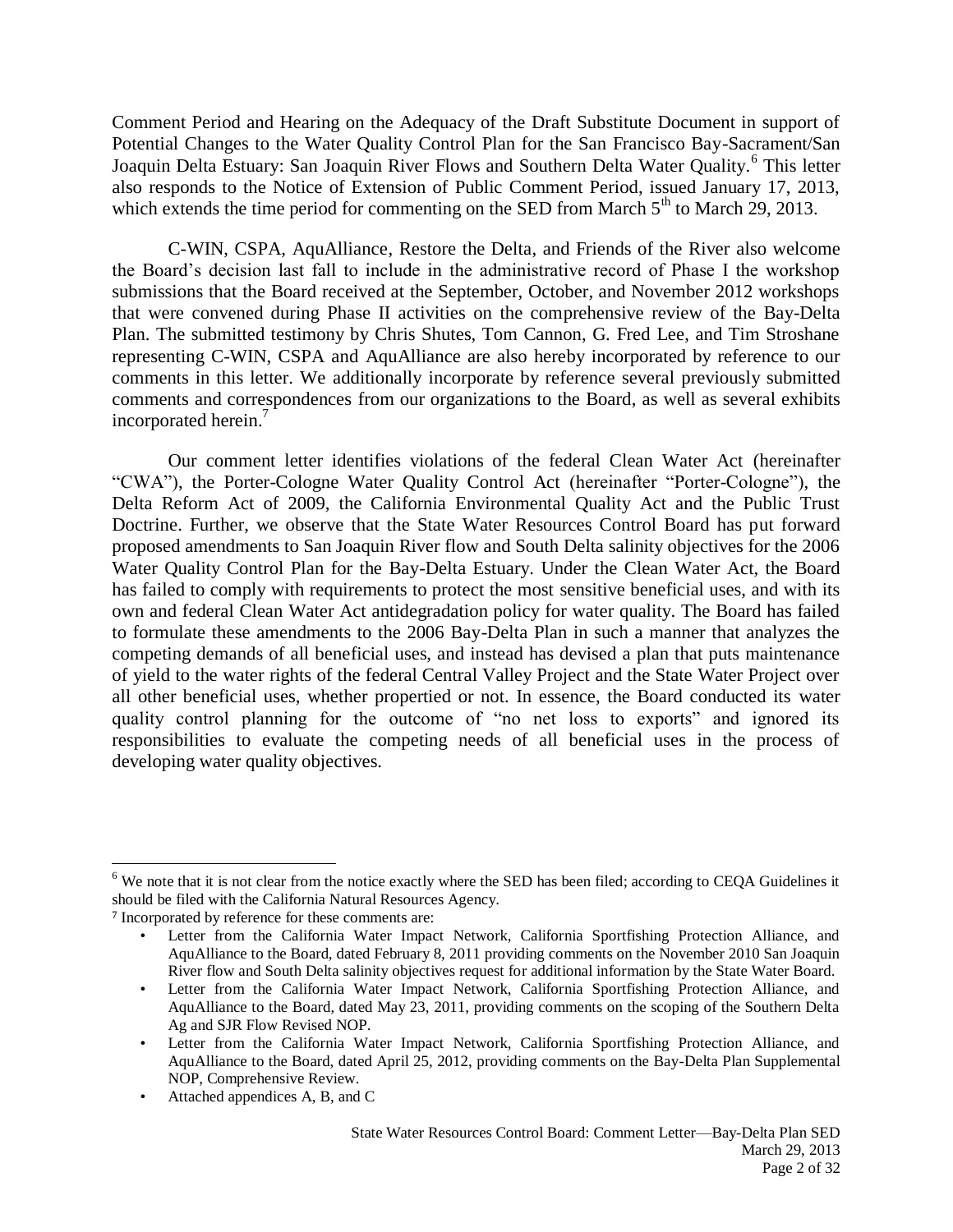Comment Period and Hearing on the Adequacy of the Draft Substitute Document in support of Potential Changes to the Water Quality Control Plan for the San Francisco Bay-Sacrament/San Joaquin Delta Estuary: San Joaquin River Flows and Southern Delta Water Quality.[6] This letter also responds to the Notice of Extension of Public Comment Period, issued January 17, 2013, which extends the time period for commenting on the SED from March 5th to March 29, 2013.

C-WIN, CSPA, AquAlliance, Restore the Delta, and Friends of the River also welcome the Board's decision last fall to include in the administrative record of Phase I the workshop submissions that the Board received at the September, October, and November 2012 workshops that were convened during Phase II activities on the comprehensive review of the Bay-Delta Plan. The submitted testimony by Chris Shutes, Tom Cannon, G. Fred Lee, and Tim Stroshane representing C-WIN, CSPA and AquAlliance are also hereby incorporated by reference to our comments in this letter. We additionally incorporate by reference several previously submitted comments and correspondences from our organizations to the Board, as well as several exhibits incorporated herein.[7]

Our comment letter identifies violations of the federal Clean Water Act (hereinafter "CWA"), the Porter-Cologne Water Quality Control Act (hereinafter "Porter-Cologne"), the Delta Reform Act of 2009, the California Environmental Quality Act and the Public Trust Doctrine. Further, we observe that the State Water Resources Control Board has put forward proposed amendments to San Joaquin River flow and South Delta salinity objectives for the 2006 Water Quality Control Plan for the Bay-Delta Estuary. Under the Clean Water Act, the Board has failed to comply with requirements to protect the most sensitive beneficial uses, and with its own and federal Clean Water Act antidegradation policy for water quality. The Board has failed to formulate these amendments to the 2006 Bay-Delta Plan in such a manner that analyzes the competing demands of all beneficial uses, and instead has devised a plan that puts maintenance of yield to the water rights of the federal Central Valley Project and the State Water Project over all other beneficial uses, whether propertied or not. In essence, the Board conducted its water quality control planning for the outcome of "no net loss to exports" and ignored its responsibilities to evaluate the competing needs of all beneficial uses in the process of developing water quality objectives.

---

[6] We note that it is not clear from the notice exactly where the SED has been filed; according to CEQA Guidelines it should be filed with the California Natural Resources Agency.

[7] Incorporated by reference for these comments are:

- Letter from the California Water Impact Network, California Sportfishing Protection Alliance, and AquAlliance to the Board, dated February 8, 2011 providing comments on the November 2010 San Joaquin River flow and South Delta salinity objectives request for additional information by the State Water Board.
- Letter from the California Water Impact Network, California Sportfishing Protection Alliance, and AquAlliance to the Board, dated May 23, 2011, providing comments on the scoping of the Southern Delta Ag and SJR Flow Revised NOP.
- Letter from the California Water Impact Network, California Sportfishing Protection Alliance, and AquAlliance to the Board, dated April 25, 2012, providing comments on the Bay-Delta Plan Supplemental NOP, Comprehensive Review.
- Attached appendices A, B, and C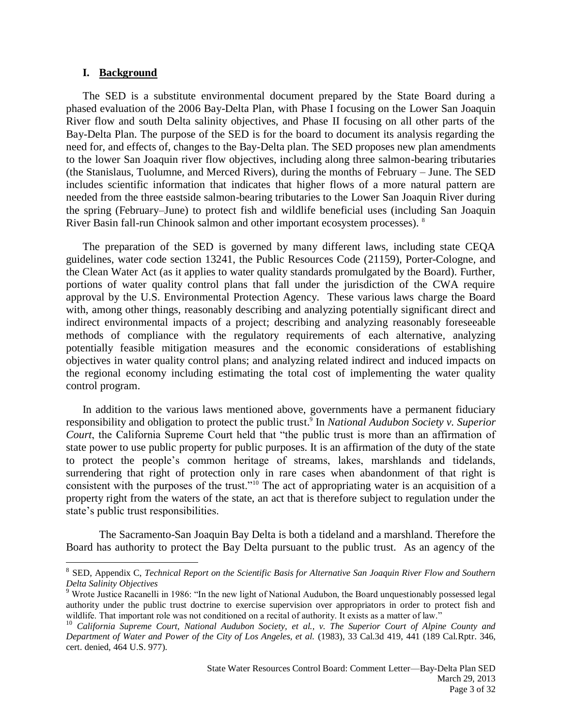## I. Background

The SED is a substitute environmental document prepared by the State Board during a phased evaluation of the 2006 Bay-Delta Plan, with Phase I focusing on the Lower San Joaquin River flow and south Delta salinity objectives, and Phase II focusing on all other parts of the Bay-Delta Plan. The purpose of the SED is for the board to document its analysis regarding the need for, and effects of, changes to the Bay-Delta plan. The SED proposes new plan amendments to the lower San Joaquin river flow objectives, including along three salmon-bearing tributaries (the Stanislaus, Tuolumne, and Merced Rivers), during the months of February – June. The SED includes scientific information that indicates that higher flows of a more natural pattern are needed from the three eastside salmon-bearing tributaries to the Lower San Joaquin River during the spring (February–June) to protect fish and wildlife beneficial uses (including San Joaquin River Basin fall-run Chinook salmon and other important ecosystem processes). [8]

The preparation of the SED is governed by many different laws, including state CEQA guidelines, water code section 13241, the Public Resources Code (21159), Porter-Cologne, and the Clean Water Act (as it applies to water quality standards promulgated by the Board). Further, portions of water quality control plans that fall under the jurisdiction of the CWA require approval by the U.S. Environmental Protection Agency. These various laws charge the Board with, among other things, reasonably describing and analyzing potentially significant direct and indirect environmental impacts of a project; describing and analyzing reasonably foreseeable methods of compliance with the regulatory requirements of each alternative, analyzing potentially feasible mitigation measures and the economic considerations of establishing objectives in water quality control plans; and analyzing related indirect and induced impacts on the regional economy including estimating the total cost of implementing the water quality control program.

In addition to the various laws mentioned above, governments have a permanent fiduciary responsibility and obligation to protect the public trust.[9] In *National Audubon Society v. Superior Court*, the California Supreme Court held that "the public trust is more than an affirmation of state power to use public property for public purposes. It is an affirmation of the duty of the state to protect the people's common heritage of streams, lakes, marshlands and tidelands, surrendering that right of protection only in rare cases when abandonment of that right is consistent with the purposes of the trust."[10] The act of appropriating water is an acquisition of a property right from the waters of the state, an act that is therefore subject to regulation under the state's public trust responsibilities.

The Sacramento-San Joaquin Bay Delta is both a tideland and a marshland. Therefore the Board has authority to protect the Bay Delta pursuant to the public trust. As an agency of the

---

[8] SED, Appendix C, *Technical Report on the Scientific Basis for Alternative San Joaquin River Flow and Southern Delta Salinity Objectives*

[9] Wrote Justice Racanelli in 1986: "In the new light of National Audubon, the Board unquestionably possessed legal authority under the public trust doctrine to exercise supervision over appropriators in order to protect fish and wildlife. That important role was not conditioned on a recital of authority. It exists as a matter of law."

[10] *California Supreme Court, National Audubon Society, et al., v. The Superior Court of Alpine County and Department of Water and Power of the City of Los Angeles, et al.* (1983), 33 Cal.3d 419, 441 (189 Cal.Rptr. 346, cert. denied, 464 U.S. 977).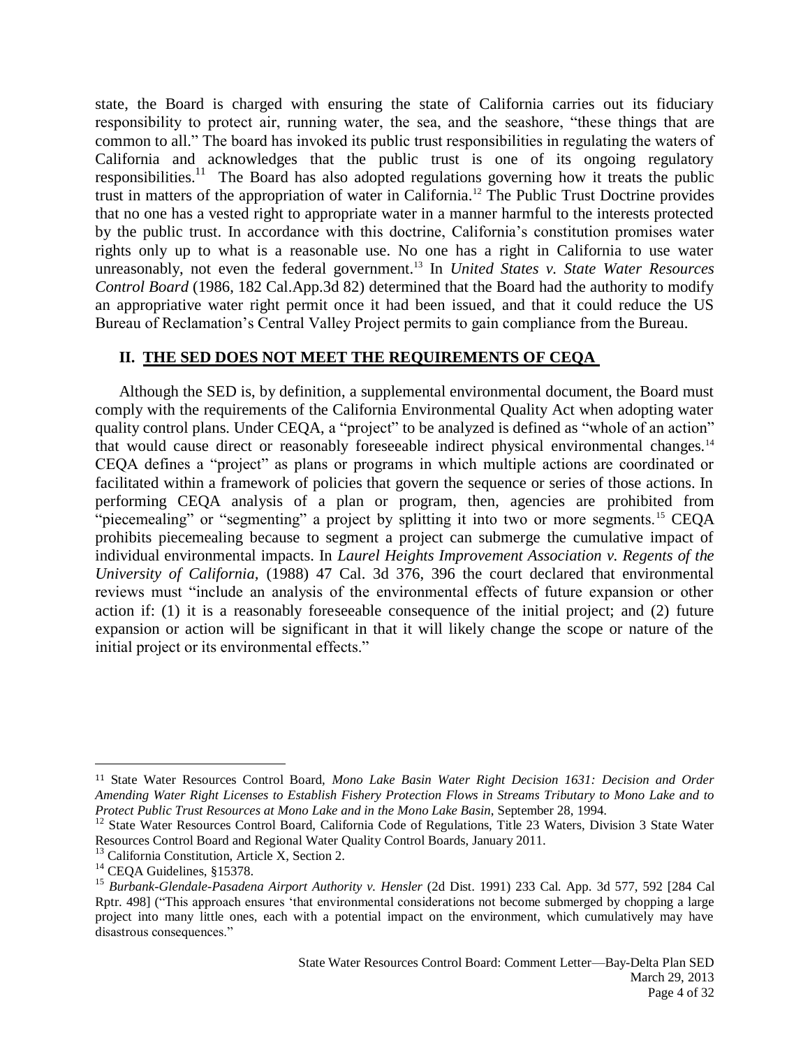state, the Board is charged with ensuring the state of California carries out its fiduciary responsibility to protect air, running water, the sea, and the seashore, "these things that are common to all." The board has invoked its public trust responsibilities in regulating the waters of California and acknowledges that the public trust is one of its ongoing regulatory responsibilities.[11] The Board has also adopted regulations governing how it treats the public trust in matters of the appropriation of water in California.[12] The Public Trust Doctrine provides that no one has a vested right to appropriate water in a manner harmful to the interests protected by the public trust. In accordance with this doctrine, California's constitution promises water rights only up to what is a reasonable use. No one has a right in California to use water unreasonably, not even the federal government.[13] In *United States v. State Water Resources Control Board* (1986, 182 Cal.App.3d 82) determined that the Board had the authority to modify an appropriative water right permit once it had been issued, and that it could reduce the US Bureau of Reclamation's Central Valley Project permits to gain compliance from the Bureau.

## II. THE SED DOES NOT MEET THE REQUIREMENTS OF CEQA

Although the SED is, by definition, a supplemental environmental document, the Board must comply with the requirements of the California Environmental Quality Act when adopting water quality control plans. Under CEQA, a "project" to be analyzed is defined as "whole of an action" that would cause direct or reasonably foreseeable indirect physical environmental changes.[14] CEQA defines a "project" as plans or programs in which multiple actions are coordinated or facilitated within a framework of policies that govern the sequence or series of those actions. In performing CEQA analysis of a plan or program, then, agencies are prohibited from "piecemealing" or "segmenting" a project by splitting it into two or more segments.[15] CEQA prohibits piecemealing because to segment a project can submerge the cumulative impact of individual environmental impacts. In *Laurel Heights Improvement Association v. Regents of the University of California*, (1988) 47 Cal. 3d 376, 396 the court declared that environmental reviews must "include an analysis of the environmental effects of future expansion or other action if: (1) it is a reasonably foreseeable consequence of the initial project; and (2) future expansion or action will be significant in that it will likely change the scope or nature of the initial project or its environmental effects."

---

[11] State Water Resources Control Board, *Mono Lake Basin Water Right Decision 1631: Decision and Order Amending Water Right Licenses to Establish Fishery Protection Flows in Streams Tributary to Mono Lake and to Protect Public Trust Resources at Mono Lake and in the Mono Lake Basin*, September 28, 1994.

[12] State Water Resources Control Board, California Code of Regulations, Title 23 Waters, Division 3 State Water Resources Control Board and Regional Water Quality Control Boards, January 2011.

[13] California Constitution, Article X, Section 2.

[14] CEQA Guidelines, §15378.

[15] *Burbank-Glendale-Pasadena Airport Authority v. Hensler* (2d Dist. 1991) 233 Cal. App. 3d 577, 592 [284 Cal Rptr. 498] ("This approach ensures 'that environmental considerations not become submerged by chopping a large project into many little ones, each with a potential impact on the environment, which cumulatively may have disastrous consequences."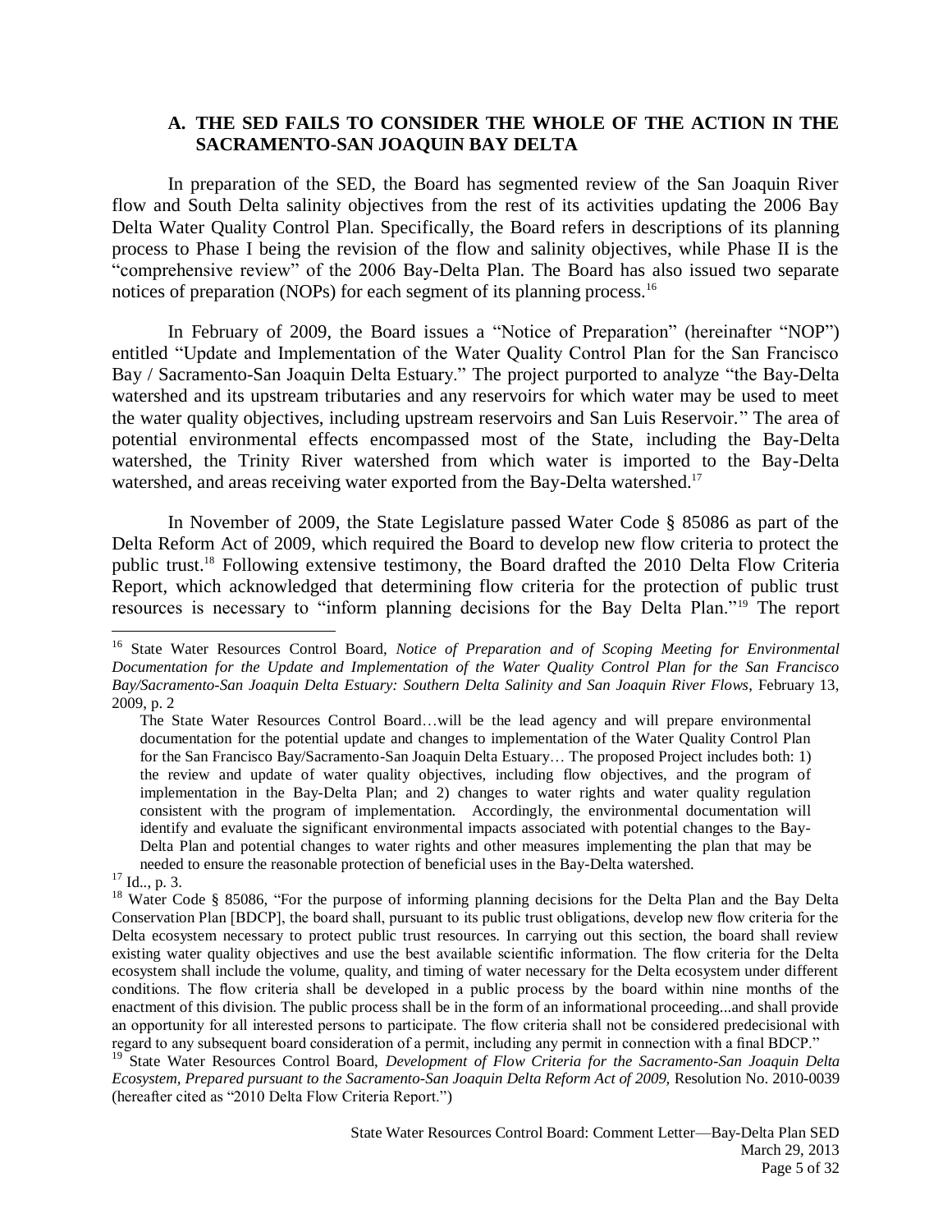### A. THE SED FAILS TO CONSIDER THE WHOLE OF THE ACTION IN THE SACRAMENTO-SAN JOAQUIN BAY DELTA

In preparation of the SED, the Board has segmented review of the San Joaquin River flow and South Delta salinity objectives from the rest of its activities updating the 2006 Bay Delta Water Quality Control Plan. Specifically, the Board refers in descriptions of its planning process to Phase I being the revision of the flow and salinity objectives, while Phase II is the "comprehensive review" of the 2006 Bay-Delta Plan. The Board has also issued two separate notices of preparation (NOPs) for each segment of its planning process.[16]

In February of 2009, the Board issues a "Notice of Preparation" (hereinafter "NOP") entitled "Update and Implementation of the Water Quality Control Plan for the San Francisco Bay / Sacramento-San Joaquin Delta Estuary." The project purported to analyze "the Bay-Delta watershed and its upstream tributaries and any reservoirs for which water may be used to meet the water quality objectives, including upstream reservoirs and San Luis Reservoir." The area of potential environmental effects encompassed most of the State, including the Bay-Delta watershed, the Trinity River watershed from which water is imported to the Bay-Delta watershed, and areas receiving water exported from the Bay-Delta watershed.[17]

In November of 2009, the State Legislature passed Water Code § 85086 as part of the Delta Reform Act of 2009, which required the Board to develop new flow criteria to protect the public trust.[18] Following extensive testimony, the Board drafted the 2010 Delta Flow Criteria Report, which acknowledged that determining flow criteria for the protection of public trust resources is necessary to "inform planning decisions for the Bay Delta Plan."[19] The report

---

[16] State Water Resources Control Board, *Notice of Preparation and of Scoping Meeting for Environmental Documentation for the Update and Implementation of the Water Quality Control Plan for the San Francisco Bay/Sacramento-San Joaquin Delta Estuary: Southern Delta Salinity and San Joaquin River Flows*, February 13, 2009, p. 2

> The State Water Resources Control Board…will be the lead agency and will prepare environmental documentation for the potential update and changes to implementation of the Water Quality Control Plan for the San Francisco Bay/Sacramento-San Joaquin Delta Estuary… The proposed Project includes both: 1) the review and update of water quality objectives, including flow objectives, and the program of implementation in the Bay-Delta Plan; and 2) changes to water rights and water quality regulation consistent with the program of implementation. Accordingly, the environmental documentation will identify and evaluate the significant environmental impacts associated with potential changes to the Bay-Delta Plan and potential changes to water rights and other measures implementing the plan that may be needed to ensure the reasonable protection of beneficial uses in the Bay-Delta watershed.

[17] Id.., p. 3.

[18] Water Code § 85086, "For the purpose of informing planning decisions for the Delta Plan and the Bay Delta Conservation Plan [BDCP], the board shall, pursuant to its public trust obligations, develop new flow criteria for the Delta ecosystem necessary to protect public trust resources. In carrying out this section, the board shall review existing water quality objectives and use the best available scientific information. The flow criteria for the Delta ecosystem shall include the volume, quality, and timing of water necessary for the Delta ecosystem under different conditions. The flow criteria shall be developed in a public process by the board within nine months of the enactment of this division. The public process shall be in the form of an informational proceeding...and shall provide an opportunity for all interested persons to participate. The flow criteria shall not be considered predecisional with regard to any subsequent board consideration of a permit, including any permit in connection with a final BDCP."

[19] State Water Resources Control Board, *Development of Flow Criteria for the Sacramento-San Joaquin Delta Ecosystem, Prepared pursuant to the Sacramento-San Joaquin Delta Reform Act of 2009,* Resolution No. 2010-0039 (hereafter cited as "2010 Delta Flow Criteria Report.")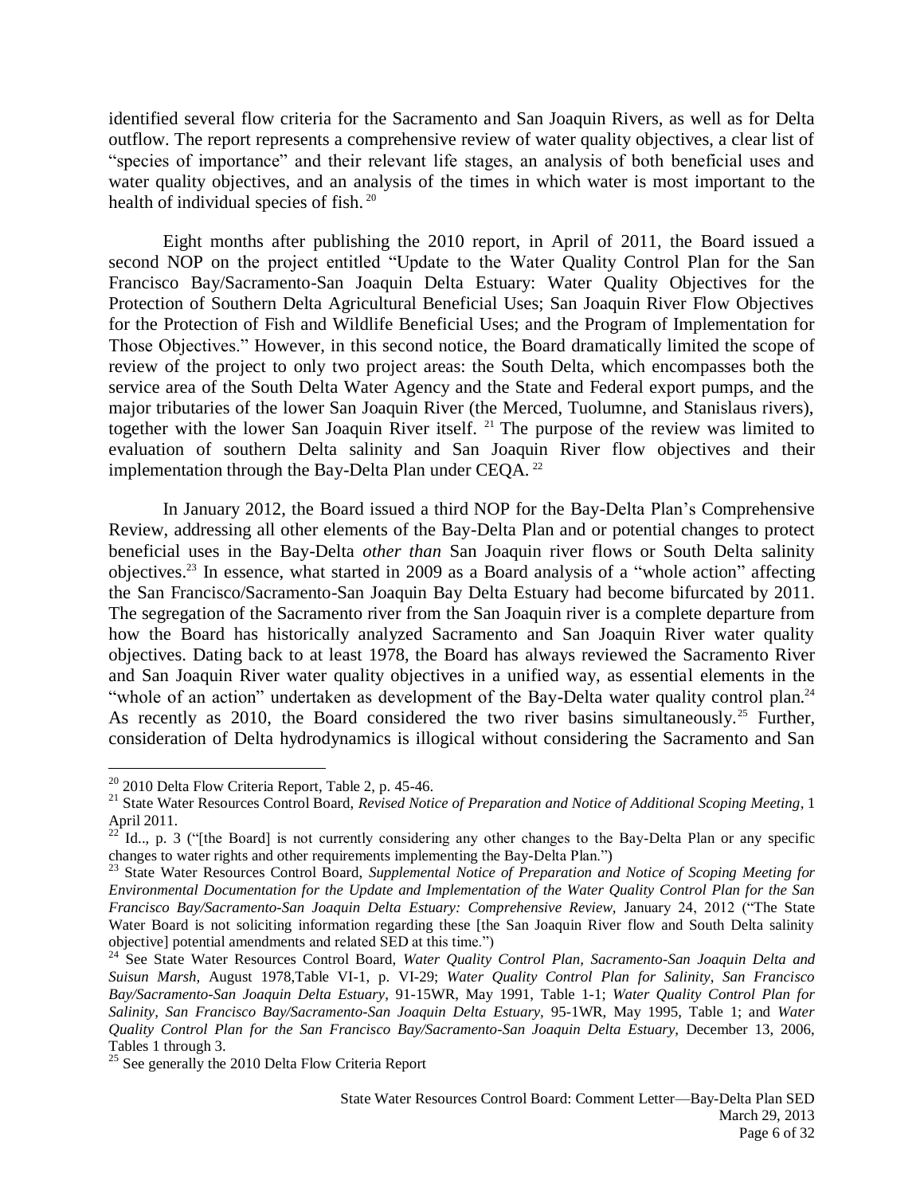identified several flow criteria for the Sacramento and San Joaquin Rivers, as well as for Delta outflow. The report represents a comprehensive review of water quality objectives, a clear list of "species of importance" and their relevant life stages, an analysis of both beneficial uses and water quality objectives, and an analysis of the times in which water is most important to the health of individual species of fish. [20]

Eight months after publishing the 2010 report, in April of 2011, the Board issued a second NOP on the project entitled "Update to the Water Quality Control Plan for the San Francisco Bay/Sacramento-San Joaquin Delta Estuary: Water Quality Objectives for the Protection of Southern Delta Agricultural Beneficial Uses; San Joaquin River Flow Objectives for the Protection of Fish and Wildlife Beneficial Uses; and the Program of Implementation for Those Objectives." However, in this second notice, the Board dramatically limited the scope of review of the project to only two project areas: the South Delta, which encompasses both the service area of the South Delta Water Agency and the State and Federal export pumps, and the major tributaries of the lower San Joaquin River (the Merced, Tuolumne, and Stanislaus rivers), together with the lower San Joaquin River itself. [21] The purpose of the review was limited to evaluation of southern Delta salinity and San Joaquin River flow objectives and their implementation through the Bay-Delta Plan under CEQA. [22]

In January 2012, the Board issued a third NOP for the Bay-Delta Plan's Comprehensive Review, addressing all other elements of the Bay-Delta Plan and or potential changes to protect beneficial uses in the Bay-Delta *other than* San Joaquin river flows or South Delta salinity objectives.[23] In essence, what started in 2009 as a Board analysis of a "whole action" affecting the San Francisco/Sacramento-San Joaquin Bay Delta Estuary had become bifurcated by 2011. The segregation of the Sacramento river from the San Joaquin river is a complete departure from how the Board has historically analyzed Sacramento and San Joaquin River water quality objectives. Dating back to at least 1978, the Board has always reviewed the Sacramento River and San Joaquin River water quality objectives in a unified way, as essential elements in the "whole of an action" undertaken as development of the Bay-Delta water quality control plan.[24] As recently as 2010, the Board considered the two river basins simultaneously.[25] Further, consideration of Delta hydrodynamics is illogical without considering the Sacramento and San

---

[20] 2010 Delta Flow Criteria Report, Table 2, p. 45-46.

[21] State Water Resources Control Board, *Revised Notice of Preparation and Notice of Additional Scoping Meeting*, 1 April 2011.

[22] Id.., p. 3 ("[the Board] is not currently considering any other changes to the Bay-Delta Plan or any specific changes to water rights and other requirements implementing the Bay-Delta Plan.")

[23] State Water Resources Control Board, *Supplemental Notice of Preparation and Notice of Scoping Meeting for Environmental Documentation for the Update and Implementation of the Water Quality Control Plan for the San Francisco Bay/Sacramento-San Joaquin Delta Estuary: Comprehensive Review*, January 24, 2012 ("The State Water Board is not soliciting information regarding these [the San Joaquin River flow and South Delta salinity objective] potential amendments and related SED at this time.")

[24] See State Water Resources Control Board, *Water Quality Control Plan, Sacramento-San Joaquin Delta and Suisun Marsh*, August 1978,Table VI-1, p. VI-29; *Water Quality Control Plan for Salinity, San Francisco Bay/Sacramento-San Joaquin Delta Estuary*, 91-15WR, May 1991, Table 1-1; *Water Quality Control Plan for Salinity, San Francisco Bay/Sacramento-San Joaquin Delta Estuary*, 95-1WR, May 1995, Table 1; and *Water Quality Control Plan for the San Francisco Bay/Sacramento-San Joaquin Delta Estuary*, December 13, 2006, Tables 1 through 3.

[25] See generally the 2010 Delta Flow Criteria Report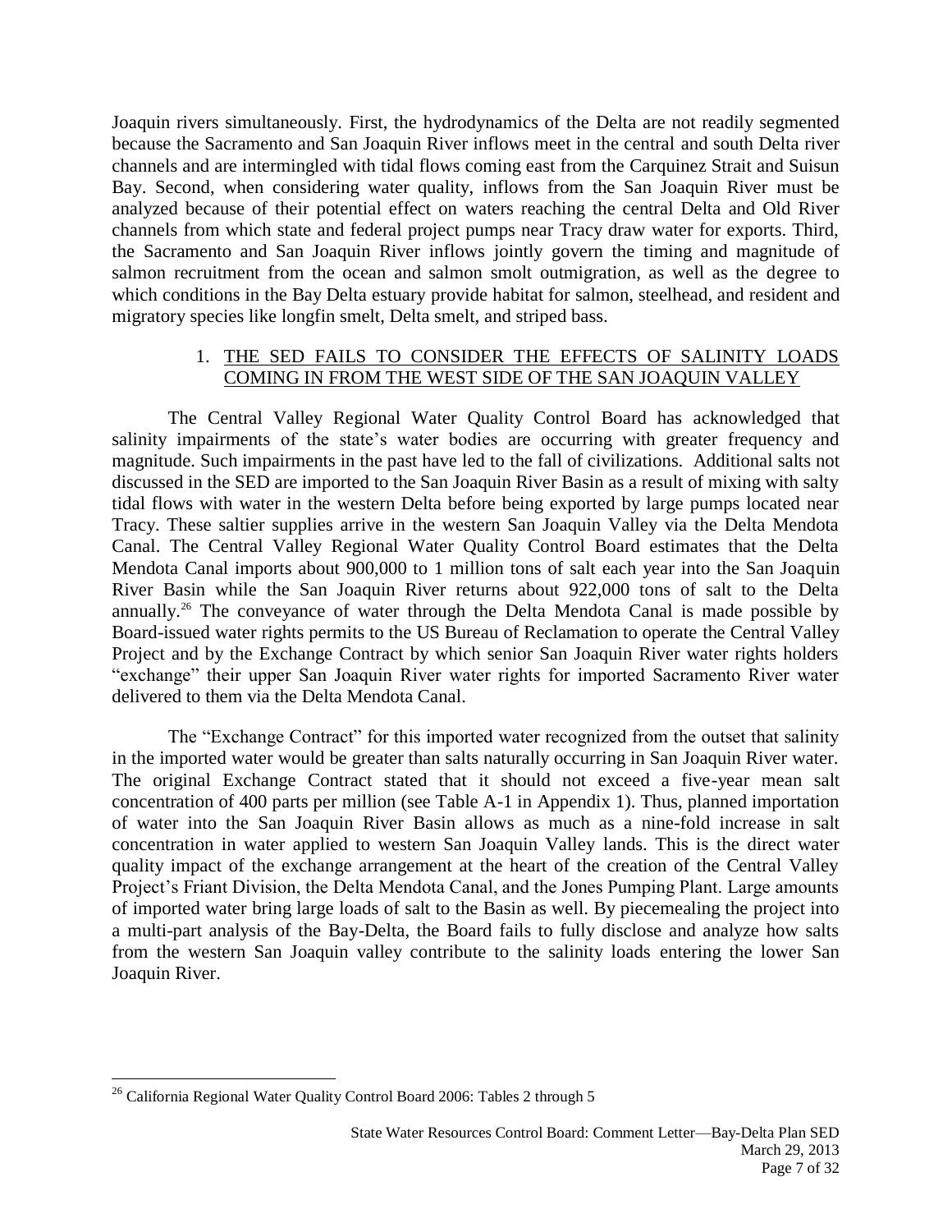Joaquin rivers simultaneously. First, the hydrodynamics of the Delta are not readily segmented because the Sacramento and San Joaquin River inflows meet in the central and south Delta river channels and are intermingled with tidal flows coming east from the Carquinez Strait and Suisun Bay. Second, when considering water quality, inflows from the San Joaquin River must be analyzed because of their potential effect on waters reaching the central Delta and Old River channels from which state and federal project pumps near Tracy draw water for exports. Third, the Sacramento and San Joaquin River inflows jointly govern the timing and magnitude of salmon recruitment from the ocean and salmon smolt outmigration, as well as the degree to which conditions in the Bay Delta estuary provide habitat for salmon, steelhead, and resident and migratory species like longfin smelt, Delta smelt, and striped bass.

## 1. THE SED FAILS TO CONSIDER THE EFFECTS OF SALINITY LOADS COMING IN FROM THE WEST SIDE OF THE SAN JOAQUIN VALLEY

The Central Valley Regional Water Quality Control Board has acknowledged that salinity impairments of the state's water bodies are occurring with greater frequency and magnitude. Such impairments in the past have led to the fall of civilizations. Additional salts not discussed in the SED are imported to the San Joaquin River Basin as a result of mixing with salty tidal flows with water in the western Delta before being exported by large pumps located near Tracy. These saltier supplies arrive in the western San Joaquin Valley via the Delta Mendota Canal. The Central Valley Regional Water Quality Control Board estimates that the Delta Mendota Canal imports about 900,000 to 1 million tons of salt each year into the San Joaquin River Basin while the San Joaquin River returns about 922,000 tons of salt to the Delta annually.[26] The conveyance of water through the Delta Mendota Canal is made possible by Board-issued water rights permits to the US Bureau of Reclamation to operate the Central Valley Project and by the Exchange Contract by which senior San Joaquin River water rights holders "exchange" their upper San Joaquin River water rights for imported Sacramento River water delivered to them via the Delta Mendota Canal.

The "Exchange Contract" for this imported water recognized from the outset that salinity in the imported water would be greater than salts naturally occurring in San Joaquin River water. The original Exchange Contract stated that it should not exceed a five-year mean salt concentration of 400 parts per million (see Table A-1 in Appendix 1). Thus, planned importation of water into the San Joaquin River Basin allows as much as a nine-fold increase in salt concentration in water applied to western San Joaquin Valley lands. This is the direct water quality impact of the exchange arrangement at the heart of the creation of the Central Valley Project's Friant Division, the Delta Mendota Canal, and the Jones Pumping Plant. Large amounts of imported water bring large loads of salt to the Basin as well. By piecemealing the project into a multi-part analysis of the Bay-Delta, the Board fails to fully disclose and analyze how salts from the western San Joaquin valley contribute to the salinity loads entering the lower San Joaquin River.

---

[26] California Regional Water Quality Control Board 2006: Tables 2 through 5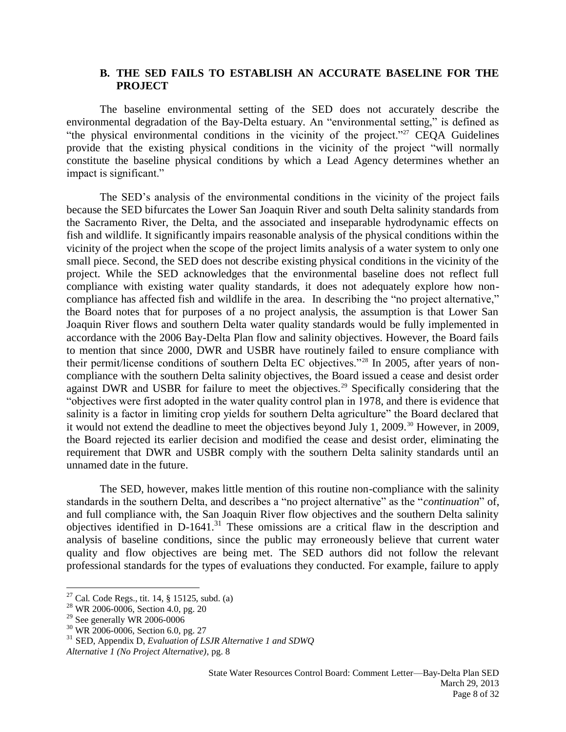## B. THE SED FAILS TO ESTABLISH AN ACCURATE BASELINE FOR THE PROJECT

The baseline environmental setting of the SED does not accurately describe the environmental degradation of the Bay-Delta estuary. An "environmental setting," is defined as "the physical environmental conditions in the vicinity of the project."[27] CEQA Guidelines provide that the existing physical conditions in the vicinity of the project "will normally constitute the baseline physical conditions by which a Lead Agency determines whether an impact is significant."

The SED's analysis of the environmental conditions in the vicinity of the project fails because the SED bifurcates the Lower San Joaquin River and south Delta salinity standards from the Sacramento River, the Delta, and the associated and inseparable hydrodynamic effects on fish and wildlife. It significantly impairs reasonable analysis of the physical conditions within the vicinity of the project when the scope of the project limits analysis of a water system to only one small piece. Second, the SED does not describe existing physical conditions in the vicinity of the project. While the SED acknowledges that the environmental baseline does not reflect full compliance with existing water quality standards, it does not adequately explore how non-compliance has affected fish and wildlife in the area. In describing the "no project alternative," the Board notes that for purposes of a no project analysis, the assumption is that Lower San Joaquin River flows and southern Delta water quality standards would be fully implemented in accordance with the 2006 Bay-Delta Plan flow and salinity objectives. However, the Board fails to mention that since 2000, DWR and USBR have routinely failed to ensure compliance with their permit/license conditions of southern Delta EC objectives."[28] In 2005, after years of non-compliance with the southern Delta salinity objectives, the Board issued a cease and desist order against DWR and USBR for failure to meet the objectives.[29] Specifically considering that the "objectives were first adopted in the water quality control plan in 1978, and there is evidence that salinity is a factor in limiting crop yields for southern Delta agriculture" the Board declared that it would not extend the deadline to meet the objectives beyond July 1, 2009.[30] However, in 2009, the Board rejected its earlier decision and modified the cease and desist order, eliminating the requirement that DWR and USBR comply with the southern Delta salinity standards until an unnamed date in the future.

The SED, however, makes little mention of this routine non-compliance with the salinity standards in the southern Delta, and describes a "no project alternative" as the "*continuation*" of, and full compliance with, the San Joaquin River flow objectives and the southern Delta salinity objectives identified in D-1641.[31] These omissions are a critical flaw in the description and analysis of baseline conditions, since the public may erroneously believe that current water quality and flow objectives are being met. The SED authors did not follow the relevant professional standards for the types of evaluations they conducted. For example, failure to apply

---

[27] Cal. Code Regs., tit. 14, § 15125, subd. (a)

[28] WR 2006-0006, Section 4.0, pg. 20

[29] See generally WR 2006-0006

[30] WR 2006-0006, Section 6.0, pg. 27

[31] SED, Appendix D, *Evaluation of LSJR Alternative 1 and SDWQ Alternative 1 (No Project Alternative)*, pg. 8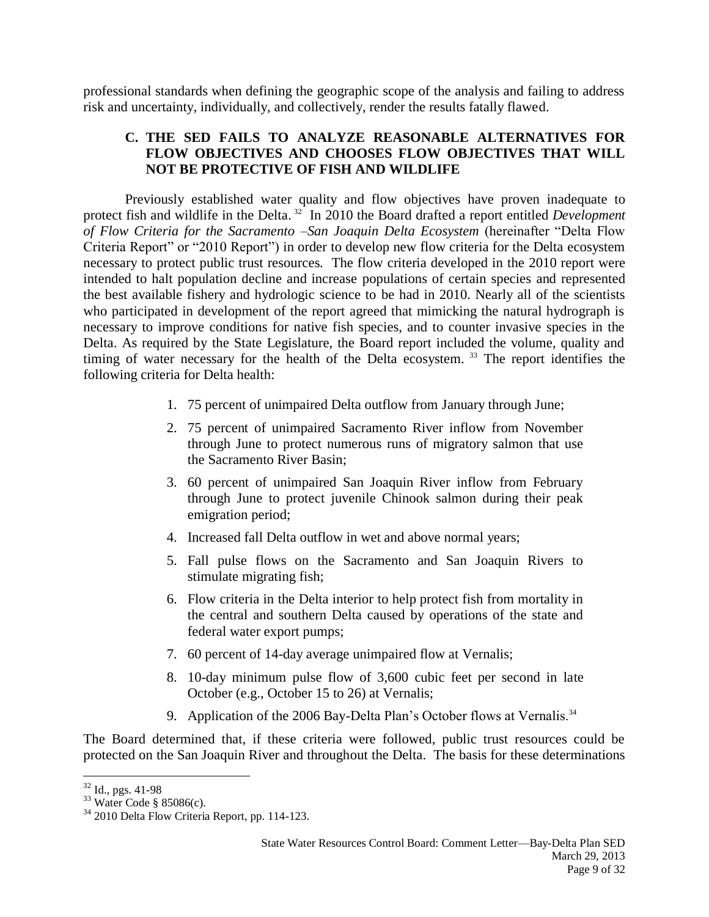professional standards when defining the geographic scope of the analysis and failing to address risk and uncertainty, individually, and collectively, render the results fatally flawed.

### C. THE SED FAILS TO ANALYZE REASONABLE ALTERNATIVES FOR FLOW OBJECTIVES AND CHOOSES FLOW OBJECTIVES THAT WILL NOT BE PROTECTIVE OF FISH AND WILDLIFE

Previously established water quality and flow objectives have proven inadequate to protect fish and wildlife in the Delta.[32] In 2010 the Board drafted a report entitled *Development of Flow Criteria for the Sacramento –San Joaquin Delta Ecosystem* (hereinafter "Delta Flow Criteria Report" or "2010 Report") in order to develop new flow criteria for the Delta ecosystem necessary to protect public trust resources. The flow criteria developed in the 2010 report were intended to halt population decline and increase populations of certain species and represented the best available fishery and hydrologic science to be had in 2010. Nearly all of the scientists who participated in development of the report agreed that mimicking the natural hydrograph is necessary to improve conditions for native fish species, and to counter invasive species in the Delta. As required by the State Legislature, the Board report included the volume, quality and timing of water necessary for the health of the Delta ecosystem.[33] The report identifies the following criteria for Delta health:

1. 75 percent of unimpaired Delta outflow from January through June;
2. 75 percent of unimpaired Sacramento River inflow from November through June to protect numerous runs of migratory salmon that use the Sacramento River Basin;
3. 60 percent of unimpaired San Joaquin River inflow from February through June to protect juvenile Chinook salmon during their peak emigration period;
4. Increased fall Delta outflow in wet and above normal years;
5. Fall pulse flows on the Sacramento and San Joaquin Rivers to stimulate migrating fish;
6. Flow criteria in the Delta interior to help protect fish from mortality in the central and southern Delta caused by operations of the state and federal water export pumps;
7. 60 percent of 14-day average unimpaired flow at Vernalis;
8. 10-day minimum pulse flow of 3,600 cubic feet per second in late October (e.g., October 15 to 26) at Vernalis;
9. Application of the 2006 Bay-Delta Plan's October flows at Vernalis.[34]

The Board determined that, if these criteria were followed, public trust resources could be protected on the San Joaquin River and throughout the Delta. The basis for these determinations

---

[32] Id., pgs. 41-98

[33] Water Code § 85086(c).

[34] 2010 Delta Flow Criteria Report, pp. 114-123.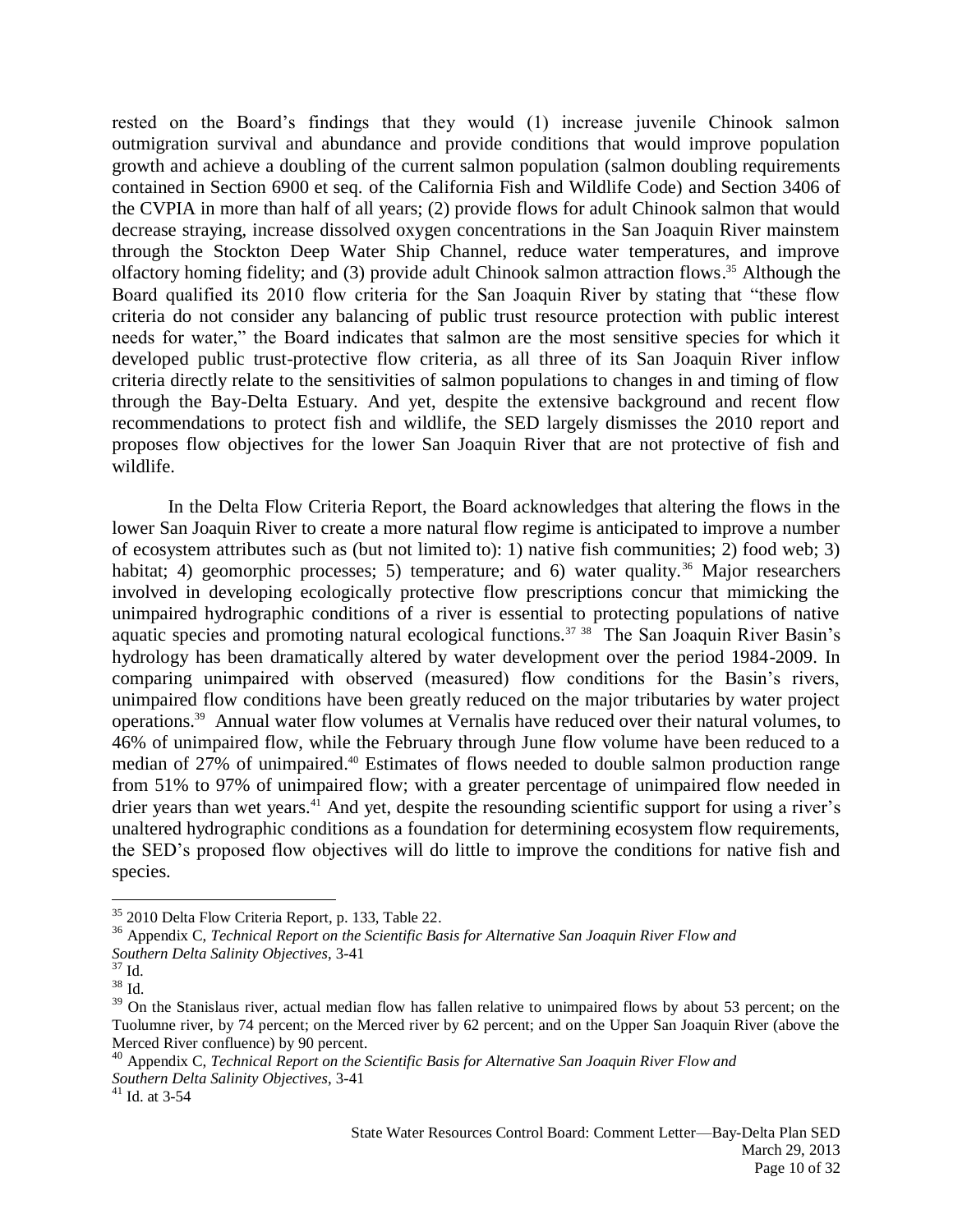rested on the Board's findings that they would (1) increase juvenile Chinook salmon outmigration survival and abundance and provide conditions that would improve population growth and achieve a doubling of the current salmon population (salmon doubling requirements contained in Section 6900 et seq. of the California Fish and Wildlife Code) and Section 3406 of the CVPIA in more than half of all years; (2) provide flows for adult Chinook salmon that would decrease straying, increase dissolved oxygen concentrations in the San Joaquin River mainstem through the Stockton Deep Water Ship Channel, reduce water temperatures, and improve olfactory homing fidelity; and (3) provide adult Chinook salmon attraction flows.[35] Although the Board qualified its 2010 flow criteria for the San Joaquin River by stating that "these flow criteria do not consider any balancing of public trust resource protection with public interest needs for water," the Board indicates that salmon are the most sensitive species for which it developed public trust-protective flow criteria, as all three of its San Joaquin River inflow criteria directly relate to the sensitivities of salmon populations to changes in and timing of flow through the Bay-Delta Estuary. And yet, despite the extensive background and recent flow recommendations to protect fish and wildlife, the SED largely dismisses the 2010 report and proposes flow objectives for the lower San Joaquin River that are not protective of fish and wildlife.

In the Delta Flow Criteria Report, the Board acknowledges that altering the flows in the lower San Joaquin River to create a more natural flow regime is anticipated to improve a number of ecosystem attributes such as (but not limited to): 1) native fish communities; 2) food web; 3) habitat; 4) geomorphic processes; 5) temperature; and 6) water quality.[36] Major researchers involved in developing ecologically protective flow prescriptions concur that mimicking the unimpaired hydrographic conditions of a river is essential to protecting populations of native aquatic species and promoting natural ecological functions.[37] [38] The San Joaquin River Basin's hydrology has been dramatically altered by water development over the period 1984-2009. In comparing unimpaired with observed (measured) flow conditions for the Basin's rivers, unimpaired flow conditions have been greatly reduced on the major tributaries by water project operations.[39] Annual water flow volumes at Vernalis have reduced over their natural volumes, to 46% of unimpaired flow, while the February through June flow volume have been reduced to a median of 27% of unimpaired.[40] Estimates of flows needed to double salmon production range from 51% to 97% of unimpaired flow; with a greater percentage of unimpaired flow needed in drier years than wet years.[41] And yet, despite the resounding scientific support for using a river's unaltered hydrographic conditions as a foundation for determining ecosystem flow requirements, the SED's proposed flow objectives will do little to improve the conditions for native fish and species.

---

[35] 2010 Delta Flow Criteria Report, p. 133, Table 22.

[36] Appendix C, *Technical Report on the Scientific Basis for Alternative San Joaquin River Flow and Southern Delta Salinity Objectives*, 3-41

[37] Id.

[38] Id.

[39] On the Stanislaus river, actual median flow has fallen relative to unimpaired flows by about 53 percent; on the Tuolumne river, by 74 percent; on the Merced river by 62 percent; and on the Upper San Joaquin River (above the Merced River confluence) by 90 percent.

[40] Appendix C, *Technical Report on the Scientific Basis for Alternative San Joaquin River Flow and Southern Delta Salinity Objectives*, 3-41

[41] Id. at 3-54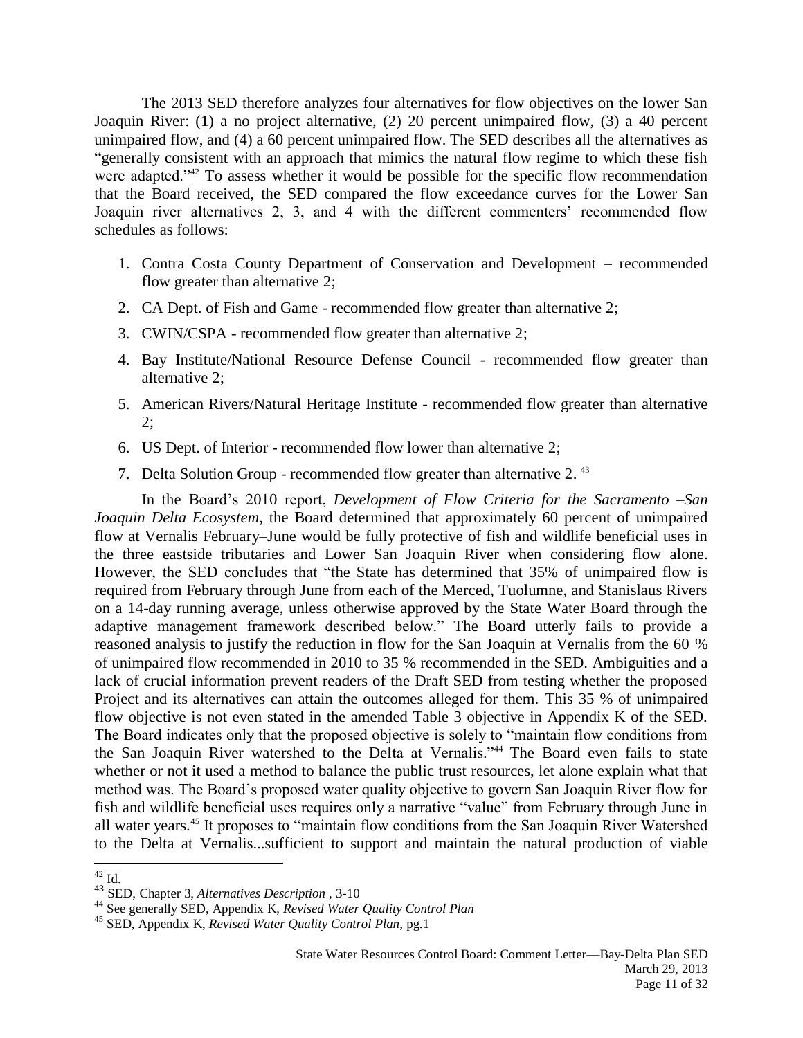The 2013 SED therefore analyzes four alternatives for flow objectives on the lower San Joaquin River: (1) a no project alternative, (2) 20 percent unimpaired flow, (3) a 40 percent unimpaired flow, and (4) a 60 percent unimpaired flow. The SED describes all the alternatives as "generally consistent with an approach that mimics the natural flow regime to which these fish were adapted."[42] To assess whether it would be possible for the specific flow recommendation that the Board received, the SED compared the flow exceedance curves for the Lower San Joaquin river alternatives 2, 3, and 4 with the different commenters' recommended flow schedules as follows:

1. Contra Costa County Department of Conservation and Development – recommended flow greater than alternative 2;
2. CA Dept. of Fish and Game - recommended flow greater than alternative 2;
3. CWIN/CSPA - recommended flow greater than alternative 2;
4. Bay Institute/National Resource Defense Council - recommended flow greater than alternative 2;
5. American Rivers/Natural Heritage Institute - recommended flow greater than alternative 2;
6. US Dept. of Interior - recommended flow lower than alternative 2;
7. Delta Solution Group - recommended flow greater than alternative 2. [43]

In the Board's 2010 report, *Development of Flow Criteria for the Sacramento –San Joaquin Delta Ecosystem*, the Board determined that approximately 60 percent of unimpaired flow at Vernalis February–June would be fully protective of fish and wildlife beneficial uses in the three eastside tributaries and Lower San Joaquin River when considering flow alone. However, the SED concludes that "the State has determined that 35% of unimpaired flow is required from February through June from each of the Merced, Tuolumne, and Stanislaus Rivers on a 14-day running average, unless otherwise approved by the State Water Board through the adaptive management framework described below." The Board utterly fails to provide a reasoned analysis to justify the reduction in flow for the San Joaquin at Vernalis from the 60 % of unimpaired flow recommended in 2010 to 35 % recommended in the SED. Ambiguities and a lack of crucial information prevent readers of the Draft SED from testing whether the proposed Project and its alternatives can attain the outcomes alleged for them. This 35 % of unimpaired flow objective is not even stated in the amended Table 3 objective in Appendix K of the SED. The Board indicates only that the proposed objective is solely to "maintain flow conditions from the San Joaquin River watershed to the Delta at Vernalis."[44] The Board even fails to state whether or not it used a method to balance the public trust resources, let alone explain what that method was. The Board's proposed water quality objective to govern San Joaquin River flow for fish and wildlife beneficial uses requires only a narrative "value" from February through June in all water years.[45] It proposes to "maintain flow conditions from the San Joaquin River Watershed to the Delta at Vernalis...sufficient to support and maintain the natural production of viable

---

[42] Id.

[43] SED, Chapter 3, *Alternatives Description* , 3-10

[44] See generally SED, Appendix K, *Revised Water Quality Control Plan*

[45] SED, Appendix K, *Revised Water Quality Control Plan*, pg.1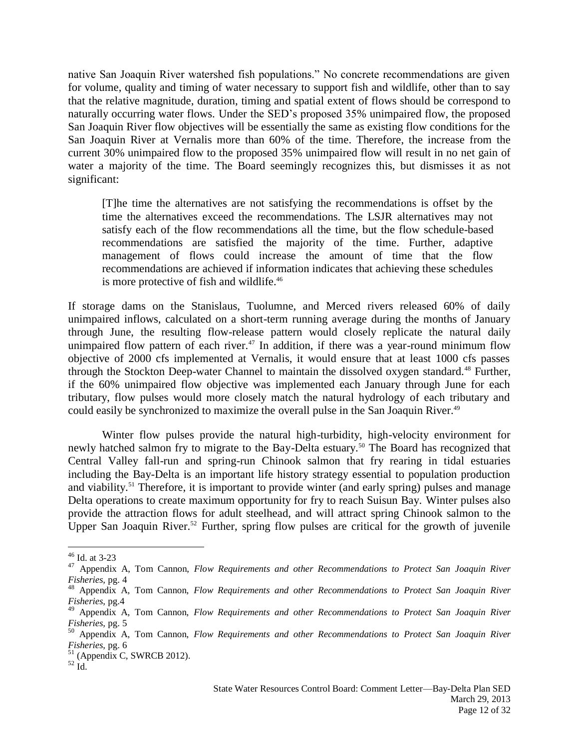native San Joaquin River watershed fish populations." No concrete recommendations are given for volume, quality and timing of water necessary to support fish and wildlife, other than to say that the relative magnitude, duration, timing and spatial extent of flows should be correspond to naturally occurring water flows. Under the SED's proposed 35% unimpaired flow, the proposed San Joaquin River flow objectives will be essentially the same as existing flow conditions for the San Joaquin River at Vernalis more than 60% of the time. Therefore, the increase from the current 30% unimpaired flow to the proposed 35% unimpaired flow will result in no net gain of water a majority of the time. The Board seemingly recognizes this, but dismisses it as not significant:

> [T]he time the alternatives are not satisfying the recommendations is offset by the time the alternatives exceed the recommendations. The LSJR alternatives may not satisfy each of the flow recommendations all the time, but the flow schedule-based recommendations are satisfied the majority of the time. Further, adaptive management of flows could increase the amount of time that the flow recommendations are achieved if information indicates that achieving these schedules is more protective of fish and wildlife.[46]

If storage dams on the Stanislaus, Tuolumne, and Merced rivers released 60% of daily unimpaired inflows, calculated on a short-term running average during the months of January through June, the resulting flow-release pattern would closely replicate the natural daily unimpaired flow pattern of each river.[47] In addition, if there was a year-round minimum flow objective of 2000 cfs implemented at Vernalis, it would ensure that at least 1000 cfs passes through the Stockton Deep-water Channel to maintain the dissolved oxygen standard.[48] Further, if the 60% unimpaired flow objective was implemented each January through June for each tributary, flow pulses would more closely match the natural hydrology of each tributary and could easily be synchronized to maximize the overall pulse in the San Joaquin River.[49]

Winter flow pulses provide the natural high-turbidity, high-velocity environment for newly hatched salmon fry to migrate to the Bay-Delta estuary.[50] The Board has recognized that Central Valley fall-run and spring-run Chinook salmon that fry rearing in tidal estuaries including the Bay-Delta is an important life history strategy essential to population production and viability.[51] Therefore, it is important to provide winter (and early spring) pulses and manage Delta operations to create maximum opportunity for fry to reach Suisun Bay. Winter pulses also provide the attraction flows for adult steelhead, and will attract spring Chinook salmon to the Upper San Joaquin River.[52] Further, spring flow pulses are critical for the growth of juvenile

---

[46] Id. at 3-23

[47] Appendix A, Tom Cannon, *Flow Requirements and other Recommendations to Protect San Joaquin River Fisheries*, pg. 4

[48] Appendix A, Tom Cannon, *Flow Requirements and other Recommendations to Protect San Joaquin River Fisheries*, pg.4

[49] Appendix A, Tom Cannon, *Flow Requirements and other Recommendations to Protect San Joaquin River Fisheries*, pg. 5

[50] Appendix A, Tom Cannon, *Flow Requirements and other Recommendations to Protect San Joaquin River Fisheries*, pg. 6

[51] (Appendix C, SWRCB 2012).

[52] Id.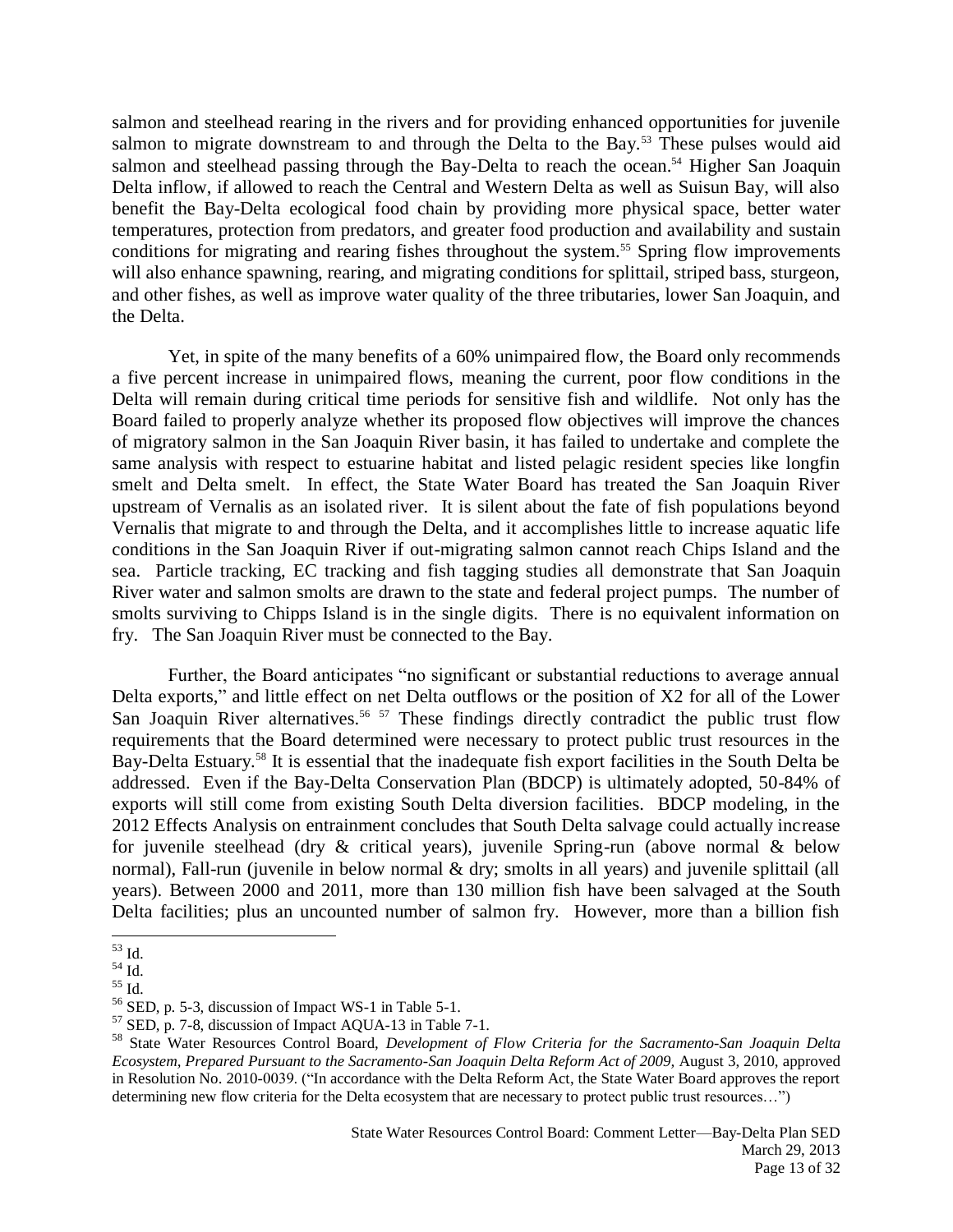salmon and steelhead rearing in the rivers and for providing enhanced opportunities for juvenile salmon to migrate downstream to and through the Delta to the Bay.[53] These pulses would aid salmon and steelhead passing through the Bay-Delta to reach the ocean.[54] Higher San Joaquin Delta inflow, if allowed to reach the Central and Western Delta as well as Suisun Bay, will also benefit the Bay-Delta ecological food chain by providing more physical space, better water temperatures, protection from predators, and greater food production and availability and sustain conditions for migrating and rearing fishes throughout the system.[55] Spring flow improvements will also enhance spawning, rearing, and migrating conditions for splittail, striped bass, sturgeon, and other fishes, as well as improve water quality of the three tributaries, lower San Joaquin, and the Delta.

Yet, in spite of the many benefits of a 60% unimpaired flow, the Board only recommends a five percent increase in unimpaired flows, meaning the current, poor flow conditions in the Delta will remain during critical time periods for sensitive fish and wildlife. Not only has the Board failed to properly analyze whether its proposed flow objectives will improve the chances of migratory salmon in the San Joaquin River basin, it has failed to undertake and complete the same analysis with respect to estuarine habitat and listed pelagic resident species like longfin smelt and Delta smelt. In effect, the State Water Board has treated the San Joaquin River upstream of Vernalis as an isolated river. It is silent about the fate of fish populations beyond Vernalis that migrate to and through the Delta, and it accomplishes little to increase aquatic life conditions in the San Joaquin River if out-migrating salmon cannot reach Chips Island and the sea. Particle tracking, EC tracking and fish tagging studies all demonstrate that San Joaquin River water and salmon smolts are drawn to the state and federal project pumps. The number of smolts surviving to Chipps Island is in the single digits. There is no equivalent information on fry. The San Joaquin River must be connected to the Bay.

Further, the Board anticipates "no significant or substantial reductions to average annual Delta exports," and little effect on net Delta outflows or the position of X2 for all of the Lower San Joaquin River alternatives.[56] [57] These findings directly contradict the public trust flow requirements that the Board determined were necessary to protect public trust resources in the Bay-Delta Estuary.[58] It is essential that the inadequate fish export facilities in the South Delta be addressed. Even if the Bay-Delta Conservation Plan (BDCP) is ultimately adopted, 50-84% of exports will still come from existing South Delta diversion facilities. BDCP modeling, in the 2012 Effects Analysis on entrainment concludes that South Delta salvage could actually increase for juvenile steelhead (dry & critical years), juvenile Spring-run (above normal & below normal), Fall-run (juvenile in below normal & dry; smolts in all years) and juvenile splittail (all years). Between 2000 and 2011, more than 130 million fish have been salvaged at the South Delta facilities; plus an uncounted number of salmon fry. However, more than a billion fish

---

[53] Id.

[54] Id.

[55] Id.

[56] SED, p. 5-3, discussion of Impact WS-1 in Table 5-1.

[57] SED, p. 7-8, discussion of Impact AQUA-13 in Table 7-1.

[58] State Water Resources Control Board, *Development of Flow Criteria for the Sacramento-San Joaquin Delta Ecosystem, Prepared Pursuant to the Sacramento-San Joaquin Delta Reform Act of 2009,* August 3, 2010, approved in Resolution No. 2010-0039. ("In accordance with the Delta Reform Act, the State Water Board approves the report determining new flow criteria for the Delta ecosystem that are necessary to protect public trust resources…")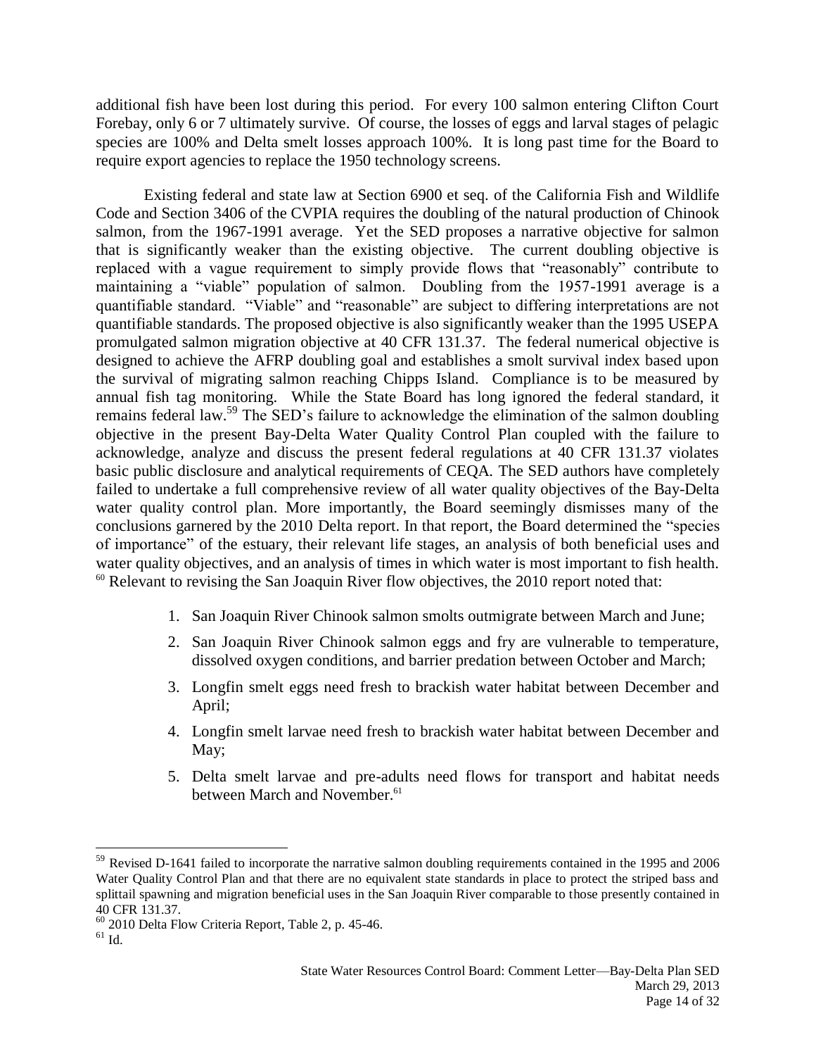additional fish have been lost during this period. For every 100 salmon entering Clifton Court Forebay, only 6 or 7 ultimately survive. Of course, the losses of eggs and larval stages of pelagic species are 100% and Delta smelt losses approach 100%. It is long past time for the Board to require export agencies to replace the 1950 technology screens.

Existing federal and state law at Section 6900 et seq. of the California Fish and Wildlife Code and Section 3406 of the CVPIA requires the doubling of the natural production of Chinook salmon, from the 1967-1991 average. Yet the SED proposes a narrative objective for salmon that is significantly weaker than the existing objective. The current doubling objective is replaced with a vague requirement to simply provide flows that "reasonably" contribute to maintaining a "viable" population of salmon. Doubling from the 1957-1991 average is a quantifiable standard. "Viable" and "reasonable" are subject to differing interpretations are not quantifiable standards. The proposed objective is also significantly weaker than the 1995 USEPA promulgated salmon migration objective at 40 CFR 131.37. The federal numerical objective is designed to achieve the AFRP doubling goal and establishes a smolt survival index based upon the survival of migrating salmon reaching Chipps Island. Compliance is to be measured by annual fish tag monitoring. While the State Board has long ignored the federal standard, it remains federal law.[59] The SED's failure to acknowledge the elimination of the salmon doubling objective in the present Bay-Delta Water Quality Control Plan coupled with the failure to acknowledge, analyze and discuss the present federal regulations at 40 CFR 131.37 violates basic public disclosure and analytical requirements of CEQA. The SED authors have completely failed to undertake a full comprehensive review of all water quality objectives of the Bay-Delta water quality control plan. More importantly, the Board seemingly dismisses many of the conclusions garnered by the 2010 Delta report. In that report, the Board determined the "species of importance" of the estuary, their relevant life stages, an analysis of both beneficial uses and water quality objectives, and an analysis of times in which water is most important to fish health.[60] Relevant to revising the San Joaquin River flow objectives, the 2010 report noted that:

1. San Joaquin River Chinook salmon smolts outmigrate between March and June;
2. San Joaquin River Chinook salmon eggs and fry are vulnerable to temperature, dissolved oxygen conditions, and barrier predation between October and March;
3. Longfin smelt eggs need fresh to brackish water habitat between December and April;
4. Longfin smelt larvae need fresh to brackish water habitat between December and May;
5. Delta smelt larvae and pre-adults need flows for transport and habitat needs between March and November.[61]

---

[59] Revised D-1641 failed to incorporate the narrative salmon doubling requirements contained in the 1995 and 2006 Water Quality Control Plan and that there are no equivalent state standards in place to protect the striped bass and splittail spawning and migration beneficial uses in the San Joaquin River comparable to those presently contained in 40 CFR 131.37.

[60] 2010 Delta Flow Criteria Report, Table 2, p. 45-46.

[61] Id.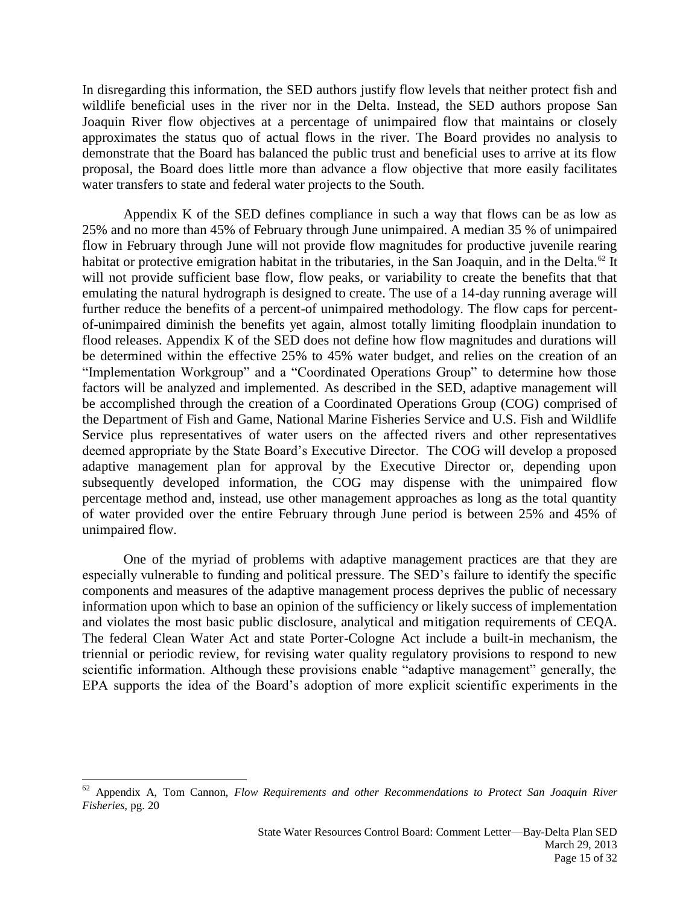In disregarding this information, the SED authors justify flow levels that neither protect fish and wildlife beneficial uses in the river nor in the Delta. Instead, the SED authors propose San Joaquin River flow objectives at a percentage of unimpaired flow that maintains or closely approximates the status quo of actual flows in the river. The Board provides no analysis to demonstrate that the Board has balanced the public trust and beneficial uses to arrive at its flow proposal, the Board does little more than advance a flow objective that more easily facilitates water transfers to state and federal water projects to the South.

Appendix K of the SED defines compliance in such a way that flows can be as low as 25% and no more than 45% of February through June unimpaired. A median 35 % of unimpaired flow in February through June will not provide flow magnitudes for productive juvenile rearing habitat or protective emigration habitat in the tributaries, in the San Joaquin, and in the Delta.[62] It will not provide sufficient base flow, flow peaks, or variability to create the benefits that that emulating the natural hydrograph is designed to create. The use of a 14-day running average will further reduce the benefits of a percent-of unimpaired methodology. The flow caps for percent-of-unimpaired diminish the benefits yet again, almost totally limiting floodplain inundation to flood releases. Appendix K of the SED does not define how flow magnitudes and durations will be determined within the effective 25% to 45% water budget, and relies on the creation of an "Implementation Workgroup" and a "Coordinated Operations Group" to determine how those factors will be analyzed and implemented. As described in the SED, adaptive management will be accomplished through the creation of a Coordinated Operations Group (COG) comprised of the Department of Fish and Game, National Marine Fisheries Service and U.S. Fish and Wildlife Service plus representatives of water users on the affected rivers and other representatives deemed appropriate by the State Board's Executive Director. The COG will develop a proposed adaptive management plan for approval by the Executive Director or, depending upon subsequently developed information, the COG may dispense with the unimpaired flow percentage method and, instead, use other management approaches as long as the total quantity of water provided over the entire February through June period is between 25% and 45% of unimpaired flow.

One of the myriad of problems with adaptive management practices are that they are especially vulnerable to funding and political pressure. The SED's failure to identify the specific components and measures of the adaptive management process deprives the public of necessary information upon which to base an opinion of the sufficiency or likely success of implementation and violates the most basic public disclosure, analytical and mitigation requirements of CEQA. The federal Clean Water Act and state Porter-Cologne Act include a built-in mechanism, the triennial or periodic review, for revising water quality regulatory provisions to respond to new scientific information. Although these provisions enable "adaptive management" generally, the EPA supports the idea of the Board's adoption of more explicit scientific experiments in the

---

[62] Appendix A, Tom Cannon, *Flow Requirements and other Recommendations to Protect San Joaquin River Fisheries*, pg. 20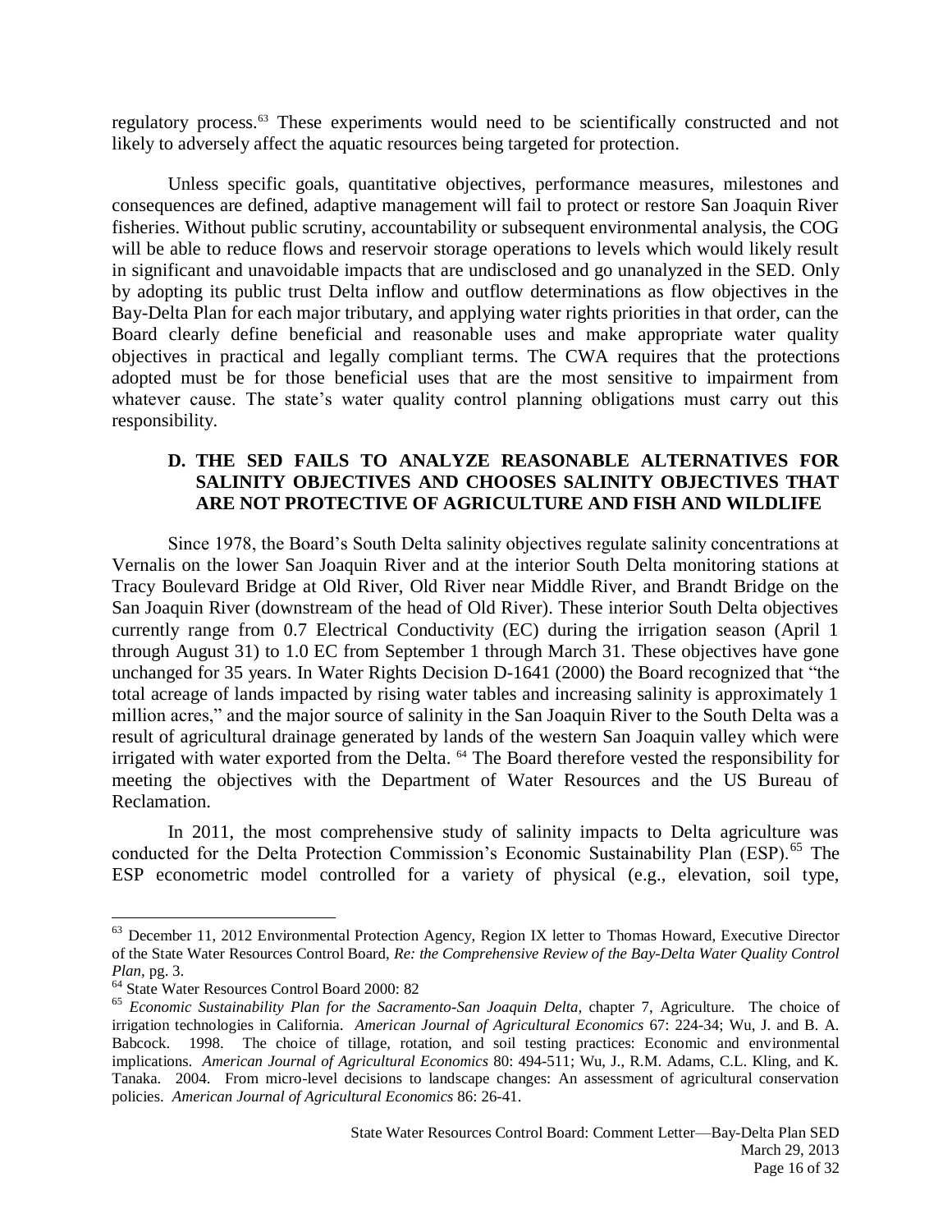regulatory process.[63] These experiments would need to be scientifically constructed and not likely to adversely affect the aquatic resources being targeted for protection.

Unless specific goals, quantitative objectives, performance measures, milestones and consequences are defined, adaptive management will fail to protect or restore San Joaquin River fisheries. Without public scrutiny, accountability or subsequent environmental analysis, the COG will be able to reduce flows and reservoir storage operations to levels which would likely result in significant and unavoidable impacts that are undisclosed and go unanalyzed in the SED. Only by adopting its public trust Delta inflow and outflow determinations as flow objectives in the Bay-Delta Plan for each major tributary, and applying water rights priorities in that order, can the Board clearly define beneficial and reasonable uses and make appropriate water quality objectives in practical and legally compliant terms. The CWA requires that the protections adopted must be for those beneficial uses that are the most sensitive to impairment from whatever cause. The state's water quality control planning obligations must carry out this responsibility.

### D. THE SED FAILS TO ANALYZE REASONABLE ALTERNATIVES FOR SALINITY OBJECTIVES AND CHOOSES SALINITY OBJECTIVES THAT ARE NOT PROTECTIVE OF AGRICULTURE AND FISH AND WILDLIFE

Since 1978, the Board's South Delta salinity objectives regulate salinity concentrations at Vernalis on the lower San Joaquin River and at the interior South Delta monitoring stations at Tracy Boulevard Bridge at Old River, Old River near Middle River, and Brandt Bridge on the San Joaquin River (downstream of the head of Old River). These interior South Delta objectives currently range from 0.7 Electrical Conductivity (EC) during the irrigation season (April 1 through August 31) to 1.0 EC from September 1 through March 31. These objectives have gone unchanged for 35 years. In Water Rights Decision D-1641 (2000) the Board recognized that "the total acreage of lands impacted by rising water tables and increasing salinity is approximately 1 million acres," and the major source of salinity in the San Joaquin River to the South Delta was a result of agricultural drainage generated by lands of the western San Joaquin valley which were irrigated with water exported from the Delta. [64] The Board therefore vested the responsibility for meeting the objectives with the Department of Water Resources and the US Bureau of Reclamation.

In 2011, the most comprehensive study of salinity impacts to Delta agriculture was conducted for the Delta Protection Commission's Economic Sustainability Plan (ESP).[65] The ESP econometric model controlled for a variety of physical (e.g., elevation, soil type,

---

[63] December 11, 2012 Environmental Protection Agency, Region IX letter to Thomas Howard, Executive Director of the State Water Resources Control Board, *Re: the Comprehensive Review of the Bay-Delta Water Quality Control Plan*, pg. 3.

[64] State Water Resources Control Board 2000: 82

[65] *Economic Sustainability Plan for the Sacramento-San Joaquin Delta,* chapter 7, Agriculture. The choice of irrigation technologies in California. *American Journal of Agricultural Economics* 67: 224-34; Wu, J. and B. A. Babcock. 1998. The choice of tillage, rotation, and soil testing practices: Economic and environmental implications. *American Journal of Agricultural Economics* 80: 494-511; Wu, J., R.M. Adams, C.L. Kling, and K. Tanaka. 2004. From micro-level decisions to landscape changes: An assessment of agricultural conservation policies. *American Journal of Agricultural Economics* 86: 26-41.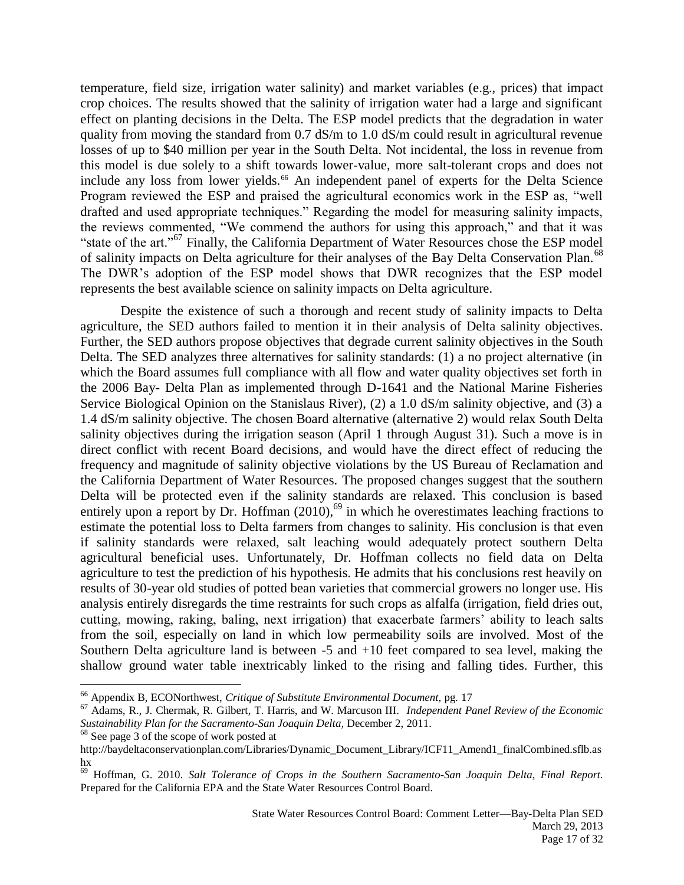temperature, field size, irrigation water salinity) and market variables (e.g., prices) that impact crop choices. The results showed that the salinity of irrigation water had a large and significant effect on planting decisions in the Delta. The ESP model predicts that the degradation in water quality from moving the standard from 0.7 dS/m to 1.0 dS/m could result in agricultural revenue losses of up to $40 million per year in the South Delta. Not incidental, the loss in revenue from this model is due solely to a shift towards lower-value, more salt-tolerant crops and does not include any loss from lower yields.[66] An independent panel of experts for the Delta Science Program reviewed the ESP and praised the agricultural economics work in the ESP as, "well drafted and used appropriate techniques." Regarding the model for measuring salinity impacts, the reviews commented, "We commend the authors for using this approach," and that it was "state of the art."[67] Finally, the California Department of Water Resources chose the ESP model of salinity impacts on Delta agriculture for their analyses of the Bay Delta Conservation Plan.[68] The DWR's adoption of the ESP model shows that DWR recognizes that the ESP model represents the best available science on salinity impacts on Delta agriculture.

Despite the existence of such a thorough and recent study of salinity impacts to Delta agriculture, the SED authors failed to mention it in their analysis of Delta salinity objectives. Further, the SED authors propose objectives that degrade current salinity objectives in the South Delta. The SED analyzes three alternatives for salinity standards: (1) a no project alternative (in which the Board assumes full compliance with all flow and water quality objectives set forth in the 2006 Bay- Delta Plan as implemented through D-1641 and the National Marine Fisheries Service Biological Opinion on the Stanislaus River), (2) a 1.0 dS/m salinity objective, and (3) a 1.4 dS/m salinity objective. The chosen Board alternative (alternative 2) would relax South Delta salinity objectives during the irrigation season (April 1 through August 31). Such a move is in direct conflict with recent Board decisions, and would have the direct effect of reducing the frequency and magnitude of salinity objective violations by the US Bureau of Reclamation and the California Department of Water Resources. The proposed changes suggest that the southern Delta will be protected even if the salinity standards are relaxed. This conclusion is based entirely upon a report by Dr. Hoffman (2010),[69] in which he overestimates leaching fractions to estimate the potential loss to Delta farmers from changes to salinity. His conclusion is that even if salinity standards were relaxed, salt leaching would adequately protect southern Delta agricultural beneficial uses. Unfortunately, Dr. Hoffman collects no field data on Delta agriculture to test the prediction of his hypothesis. He admits that his conclusions rest heavily on results of 30-year old studies of potted bean varieties that commercial growers no longer use. His analysis entirely disregards the time restraints for such crops as alfalfa (irrigation, field dries out, cutting, mowing, raking, baling, next irrigation) that exacerbate farmers' ability to leach salts from the soil, especially on land in which low permeability soils are involved. Most of the Southern Delta agriculture land is between -5 and +10 feet compared to sea level, making the shallow ground water table inextricably linked to the rising and falling tides. Further, this

---

[66] Appendix B, ECONorthwest, *Critique of Substitute Environmental Document*, pg. 17

[67] Adams, R., J. Chermak, R. Gilbert, T. Harris, and W. Marcuson III. *Independent Panel Review of the Economic Sustainability Plan for the Sacramento-San Joaquin Delta*, December 2, 2011.

[68] See page 3 of the scope of work posted at http://baydeltaconservationplan.com/Libraries/Dynamic_Document_Library/ICF11_Amend1_finalCombined.sflb.ashx

[69] Hoffman, G. 2010. *Salt Tolerance of Crops in the Southern Sacramento-San Joaquin Delta, Final Report.* Prepared for the California EPA and the State Water Resources Control Board.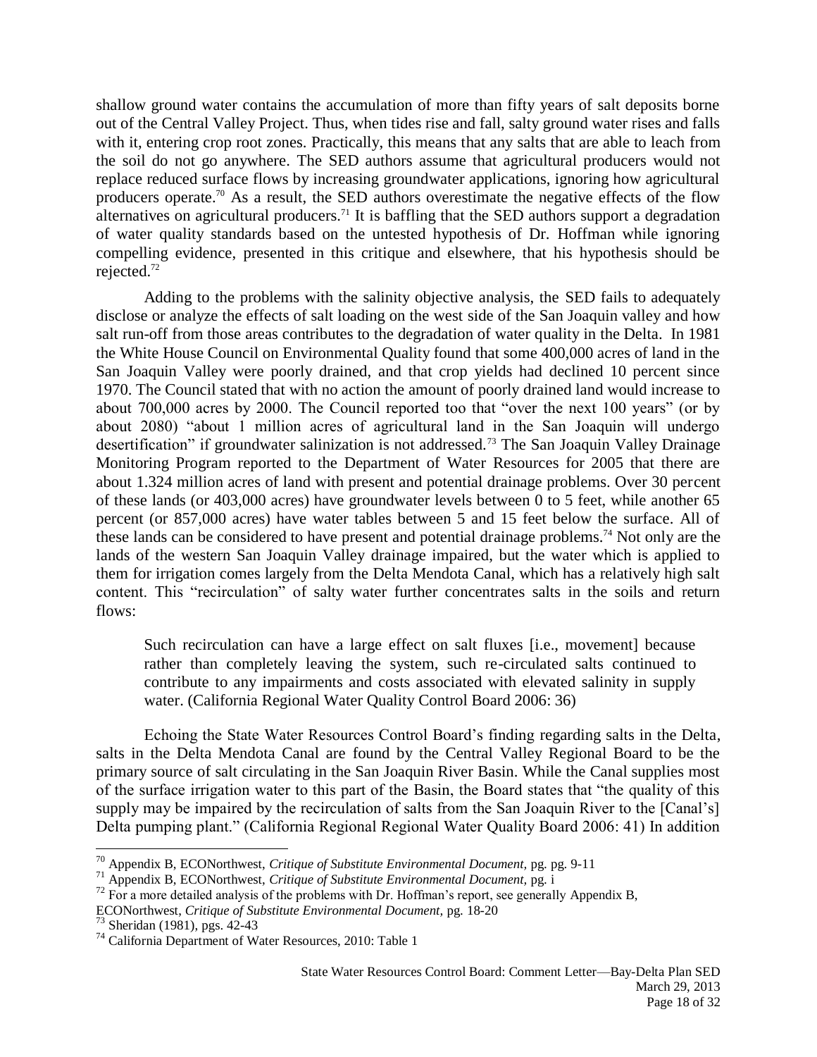shallow ground water contains the accumulation of more than fifty years of salt deposits borne out of the Central Valley Project. Thus, when tides rise and fall, salty ground water rises and falls with it, entering crop root zones. Practically, this means that any salts that are able to leach from the soil do not go anywhere. The SED authors assume that agricultural producers would not replace reduced surface flows by increasing groundwater applications, ignoring how agricultural producers operate.[70] As a result, the SED authors overestimate the negative effects of the flow alternatives on agricultural producers.[71] It is baffling that the SED authors support a degradation of water quality standards based on the untested hypothesis of Dr. Hoffman while ignoring compelling evidence, presented in this critique and elsewhere, that his hypothesis should be rejected.[72]

Adding to the problems with the salinity objective analysis, the SED fails to adequately disclose or analyze the effects of salt loading on the west side of the San Joaquin valley and how salt run-off from those areas contributes to the degradation of water quality in the Delta. In 1981 the White House Council on Environmental Quality found that some 400,000 acres of land in the San Joaquin Valley were poorly drained, and that crop yields had declined 10 percent since 1970. The Council stated that with no action the amount of poorly drained land would increase to about 700,000 acres by 2000. The Council reported too that "over the next 100 years" (or by about 2080) "about 1 million acres of agricultural land in the San Joaquin will undergo desertification" if groundwater salinization is not addressed.[73] The San Joaquin Valley Drainage Monitoring Program reported to the Department of Water Resources for 2005 that there are about 1.324 million acres of land with present and potential drainage problems. Over 30 percent of these lands (or 403,000 acres) have groundwater levels between 0 to 5 feet, while another 65 percent (or 857,000 acres) have water tables between 5 and 15 feet below the surface. All of these lands can be considered to have present and potential drainage problems.[74] Not only are the lands of the western San Joaquin Valley drainage impaired, but the water which is applied to them for irrigation comes largely from the Delta Mendota Canal, which has a relatively high salt content. This "recirculation" of salty water further concentrates salts in the soils and return flows:

> Such recirculation can have a large effect on salt fluxes [i.e., movement] because rather than completely leaving the system, such re-circulated salts continued to contribute to any impairments and costs associated with elevated salinity in supply water. (California Regional Water Quality Control Board 2006: 36)

Echoing the State Water Resources Control Board's finding regarding salts in the Delta, salts in the Delta Mendota Canal are found by the Central Valley Regional Board to be the primary source of salt circulating in the San Joaquin River Basin. While the Canal supplies most of the surface irrigation water to this part of the Basin, the Board states that "the quality of this supply may be impaired by the recirculation of salts from the San Joaquin River to the [Canal's] Delta pumping plant." (California Regional Regional Water Quality Board 2006: 41) In addition

---

[70] Appendix B, ECONorthwest, *Critique of Substitute Environmental Document*, pg. pg. 9-11

[71] Appendix B, ECONorthwest, *Critique of Substitute Environmental Document*, pg. i

[72] For a more detailed analysis of the problems with Dr. Hoffman's report, see generally Appendix B, ECONorthwest, *Critique of Substitute Environmental Document*, pg. 18-20

[73] Sheridan (1981), pgs. 42-43

[74] California Department of Water Resources, 2010: Table 1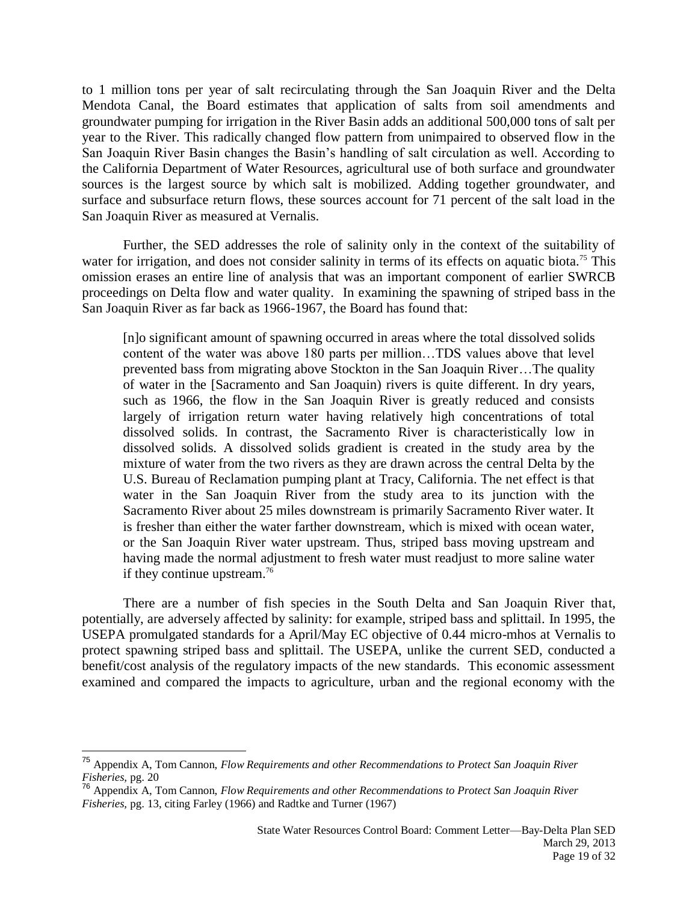to 1 million tons per year of salt recirculating through the San Joaquin River and the Delta Mendota Canal, the Board estimates that application of salts from soil amendments and groundwater pumping for irrigation in the River Basin adds an additional 500,000 tons of salt per year to the River. This radically changed flow pattern from unimpaired to observed flow in the San Joaquin River Basin changes the Basin's handling of salt circulation as well. According to the California Department of Water Resources, agricultural use of both surface and groundwater sources is the largest source by which salt is mobilized. Adding together groundwater, and surface and subsurface return flows, these sources account for 71 percent of the salt load in the San Joaquin River as measured at Vernalis.

Further, the SED addresses the role of salinity only in the context of the suitability of water for irrigation, and does not consider salinity in terms of its effects on aquatic biota.[75] This omission erases an entire line of analysis that was an important component of earlier SWRCB proceedings on Delta flow and water quality. In examining the spawning of striped bass in the San Joaquin River as far back as 1966-1967, the Board has found that:

> [n]o significant amount of spawning occurred in areas where the total dissolved solids content of the water was above 180 parts per million…TDS values above that level prevented bass from migrating above Stockton in the San Joaquin River…The quality of water in the [Sacramento and San Joaquin) rivers is quite different. In dry years, such as 1966, the flow in the San Joaquin River is greatly reduced and consists largely of irrigation return water having relatively high concentrations of total dissolved solids. In contrast, the Sacramento River is characteristically low in dissolved solids. A dissolved solids gradient is created in the study area by the mixture of water from the two rivers as they are drawn across the central Delta by the U.S. Bureau of Reclamation pumping plant at Tracy, California. The net effect is that water in the San Joaquin River from the study area to its junction with the Sacramento River about 25 miles downstream is primarily Sacramento River water. It is fresher than either the water farther downstream, which is mixed with ocean water, or the San Joaquin River water upstream. Thus, striped bass moving upstream and having made the normal adjustment to fresh water must readjust to more saline water if they continue upstream.[76]

There are a number of fish species in the South Delta and San Joaquin River that, potentially, are adversely affected by salinity: for example, striped bass and splittail. In 1995, the USEPA promulgated standards for a April/May EC objective of 0.44 micro-mhos at Vernalis to protect spawning striped bass and splittail. The USEPA, unlike the current SED, conducted a benefit/cost analysis of the regulatory impacts of the new standards. This economic assessment examined and compared the impacts to agriculture, urban and the regional economy with the

---

[75] Appendix A, Tom Cannon, *Flow Requirements and other Recommendations to Protect San Joaquin River Fisheries*, pg. 20

[76] Appendix A, Tom Cannon, *Flow Requirements and other Recommendations to Protect San Joaquin River Fisheries*, pg. 13, citing Farley (1966) and Radtke and Turner (1967)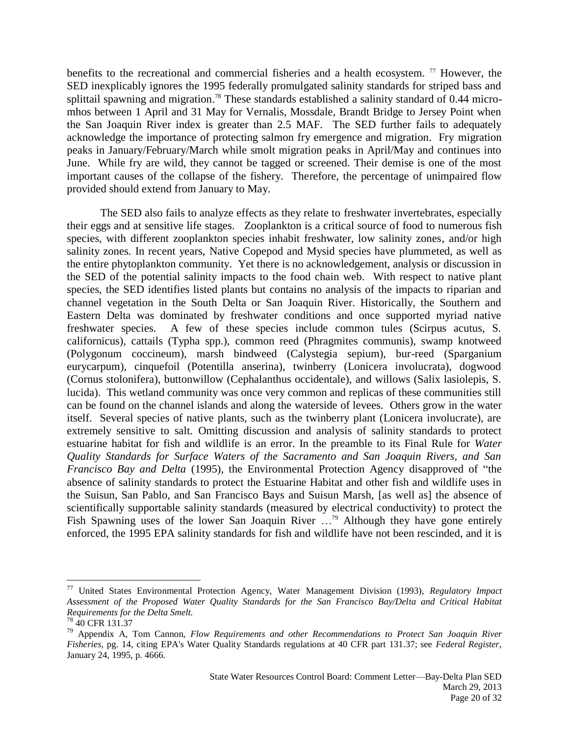benefits to the recreational and commercial fisheries and a health ecosystem. [77] However, the SED inexplicably ignores the 1995 federally promulgated salinity standards for striped bass and splittail spawning and migration.[78] These standards established a salinity standard of 0.44 micro-mhos between 1 April and 31 May for Vernalis, Mossdale, Brandt Bridge to Jersey Point when the San Joaquin River index is greater than 2.5 MAF. The SED further fails to adequately acknowledge the importance of protecting salmon fry emergence and migration. Fry migration peaks in January/February/March while smolt migration peaks in April/May and continues into June. While fry are wild, they cannot be tagged or screened. Their demise is one of the most important causes of the collapse of the fishery. Therefore, the percentage of unimpaired flow provided should extend from January to May.

The SED also fails to analyze effects as they relate to freshwater invertebrates, especially their eggs and at sensitive life stages. Zooplankton is a critical source of food to numerous fish species, with different zooplankton species inhabit freshwater, low salinity zones, and/or high salinity zones. In recent years, Native Copepod and Mysid species have plummeted, as well as the entire phytoplankton community. Yet there is no acknowledgement, analysis or discussion in the SED of the potential salinity impacts to the food chain web. With respect to native plant species, the SED identifies listed plants but contains no analysis of the impacts to riparian and channel vegetation in the South Delta or San Joaquin River. Historically, the Southern and Eastern Delta was dominated by freshwater conditions and once supported myriad native freshwater species. A few of these species include common tules (Scirpus acutus, S. californicus), cattails (Typha spp.), common reed (Phragmites communis), swamp knotweed (Polygonum coccineum), marsh bindweed (Calystegia sepium), bur-reed (Sparganium eurycarpum), cinquefoil (Potentilla anserina), twinberry (Lonicera involucrata), dogwood (Cornus stolonifera), buttonwillow (Cephalanthus occidentale), and willows (Salix lasiolepis, S. lucida). This wetland community was once very common and replicas of these communities still can be found on the channel islands and along the waterside of levees. Others grow in the water itself. Several species of native plants, such as the twinberry plant (Lonicera involucrate), are extremely sensitive to salt. Omitting discussion and analysis of salinity standards to protect estuarine habitat for fish and wildlife is an error. In the preamble to its Final Rule for *Water Quality Standards for Surface Waters of the Sacramento and San Joaquin Rivers, and San Francisco Bay and Delta* (1995), the Environmental Protection Agency disapproved of "the absence of salinity standards to protect the Estuarine Habitat and other fish and wildlife uses in the Suisun, San Pablo, and San Francisco Bays and Suisun Marsh, [as well as] the absence of scientifically supportable salinity standards (measured by electrical conductivity) to protect the Fish Spawning uses of the lower San Joaquin River …[79] Although they have gone entirely enforced, the 1995 EPA salinity standards for fish and wildlife have not been rescinded, and it is

---

[77] United States Environmental Protection Agency, Water Management Division (1993), *Regulatory Impact Assessment of the Proposed Water Quality Standards for the San Francisco Bay/Delta and Critical Habitat Requirements for the Delta Smelt.*

[78] 40 CFR 131.37

[79] Appendix A, Tom Cannon, *Flow Requirements and other Recommendations to Protect San Joaquin River Fisheries*, pg. 14, citing EPA's Water Quality Standards regulations at 40 CFR part 131.37; see *Federal Register*, January 24, 1995, p. 4666.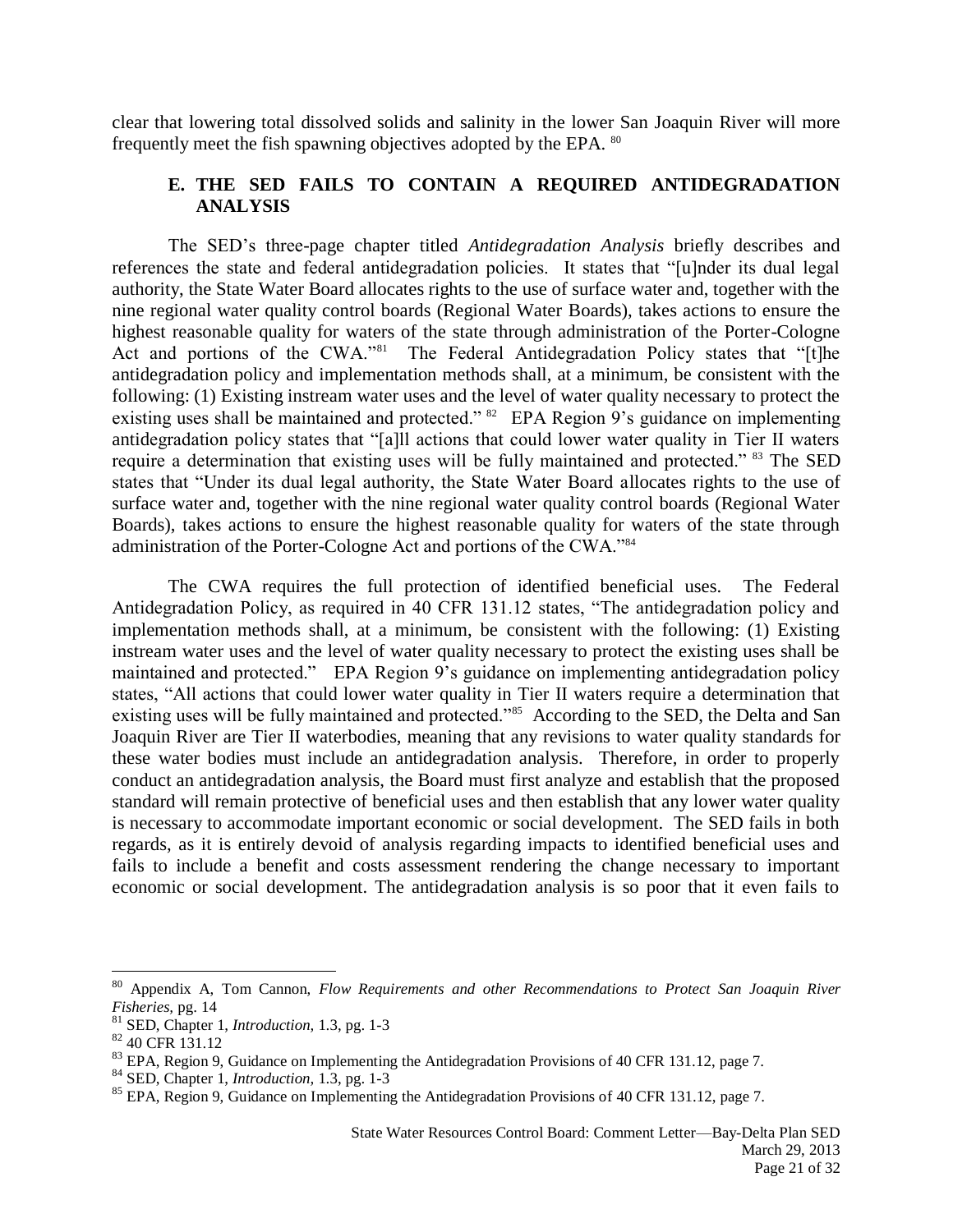clear that lowering total dissolved solids and salinity in the lower San Joaquin River will more frequently meet the fish spawning objectives adopted by the EPA. [80]

## E. THE SED FAILS TO CONTAIN A REQUIRED ANTIDEGRADATION ANALYSIS

The SED's three-page chapter titled *Antidegradation Analysis* briefly describes and references the state and federal antidegradation policies. It states that "[u]nder its dual legal authority, the State Water Board allocates rights to the use of surface water and, together with the nine regional water quality control boards (Regional Water Boards), takes actions to ensure the highest reasonable quality for waters of the state through administration of the Porter-Cologne Act and portions of the CWA."[81] The Federal Antidegradation Policy states that "[t]he antidegradation policy and implementation methods shall, at a minimum, be consistent with the following: (1) Existing instream water uses and the level of water quality necessary to protect the existing uses shall be maintained and protected." [82] EPA Region 9's guidance on implementing antidegradation policy states that "[a]ll actions that could lower water quality in Tier II waters require a determination that existing uses will be fully maintained and protected." [83] The SED states that "Under its dual legal authority, the State Water Board allocates rights to the use of surface water and, together with the nine regional water quality control boards (Regional Water Boards), takes actions to ensure the highest reasonable quality for waters of the state through administration of the Porter-Cologne Act and portions of the CWA."[84]

The CWA requires the full protection of identified beneficial uses. The Federal Antidegradation Policy, as required in 40 CFR 131.12 states, "The antidegradation policy and implementation methods shall, at a minimum, be consistent with the following: (1) Existing instream water uses and the level of water quality necessary to protect the existing uses shall be maintained and protected." EPA Region 9's guidance on implementing antidegradation policy states, "All actions that could lower water quality in Tier II waters require a determination that existing uses will be fully maintained and protected."[85] According to the SED, the Delta and San Joaquin River are Tier II waterbodies, meaning that any revisions to water quality standards for these water bodies must include an antidegradation analysis. Therefore, in order to properly conduct an antidegradation analysis, the Board must first analyze and establish that the proposed standard will remain protective of beneficial uses and then establish that any lower water quality is necessary to accommodate important economic or social development. The SED fails in both regards, as it is entirely devoid of analysis regarding impacts to identified beneficial uses and fails to include a benefit and costs assessment rendering the change necessary to important economic or social development. The antidegradation analysis is so poor that it even fails to

---

[80] Appendix A, Tom Cannon, *Flow Requirements and other Recommendations to Protect San Joaquin River Fisheries*, pg. 14

[81] SED, Chapter 1, *Introduction,* 1.3, pg. 1-3

[82] 40 CFR 131.12

[83] EPA, Region 9, Guidance on Implementing the Antidegradation Provisions of 40 CFR 131.12, page 7.

[84] SED, Chapter 1, *Introduction,* 1.3, pg. 1-3

[85] EPA, Region 9, Guidance on Implementing the Antidegradation Provisions of 40 CFR 131.12, page 7.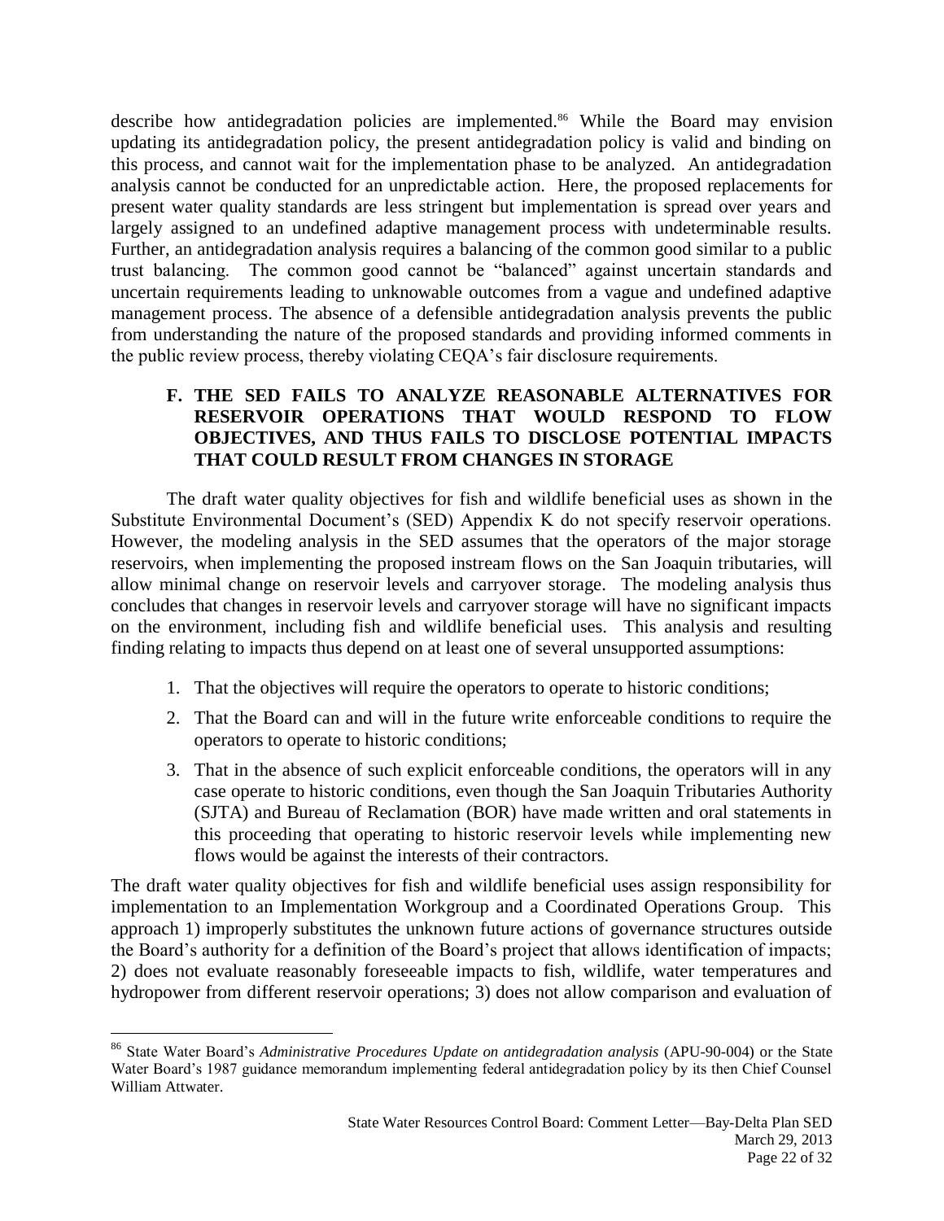describe how antidegradation policies are implemented.[86] While the Board may envision updating its antidegradation policy, the present antidegradation policy is valid and binding on this process, and cannot wait for the implementation phase to be analyzed. An antidegradation analysis cannot be conducted for an unpredictable action. Here, the proposed replacements for present water quality standards are less stringent but implementation is spread over years and largely assigned to an undefined adaptive management process with undeterminable results. Further, an antidegradation analysis requires a balancing of the common good similar to a public trust balancing. The common good cannot be "balanced" against uncertain standards and uncertain requirements leading to unknowable outcomes from a vague and undefined adaptive management process. The absence of a defensible antidegradation analysis prevents the public from understanding the nature of the proposed standards and providing informed comments in the public review process, thereby violating CEQA's fair disclosure requirements.

### F. THE SED FAILS TO ANALYZE REASONABLE ALTERNATIVES FOR RESERVOIR OPERATIONS THAT WOULD RESPOND TO FLOW OBJECTIVES, AND THUS FAILS TO DISCLOSE POTENTIAL IMPACTS THAT COULD RESULT FROM CHANGES IN STORAGE

The draft water quality objectives for fish and wildlife beneficial uses as shown in the Substitute Environmental Document's (SED) Appendix K do not specify reservoir operations. However, the modeling analysis in the SED assumes that the operators of the major storage reservoirs, when implementing the proposed instream flows on the San Joaquin tributaries, will allow minimal change on reservoir levels and carryover storage. The modeling analysis thus concludes that changes in reservoir levels and carryover storage will have no significant impacts on the environment, including fish and wildlife beneficial uses. This analysis and resulting finding relating to impacts thus depend on at least one of several unsupported assumptions:

1. That the objectives will require the operators to operate to historic conditions;
2. That the Board can and will in the future write enforceable conditions to require the operators to operate to historic conditions;
3. That in the absence of such explicit enforceable conditions, the operators will in any case operate to historic conditions, even though the San Joaquin Tributaries Authority (SJTA) and Bureau of Reclamation (BOR) have made written and oral statements in this proceeding that operating to historic reservoir levels while implementing new flows would be against the interests of their contractors.

The draft water quality objectives for fish and wildlife beneficial uses assign responsibility for implementation to an Implementation Workgroup and a Coordinated Operations Group. This approach 1) improperly substitutes the unknown future actions of governance structures outside the Board's authority for a definition of the Board's project that allows identification of impacts; 2) does not evaluate reasonably foreseeable impacts to fish, wildlife, water temperatures and hydropower from different reservoir operations; 3) does not allow comparison and evaluation of

---

[86] State Water Board's *Administrative Procedures Update on antidegradation analysis* (APU-90-004) or the State Water Board's 1987 guidance memorandum implementing federal antidegradation policy by its then Chief Counsel William Attwater.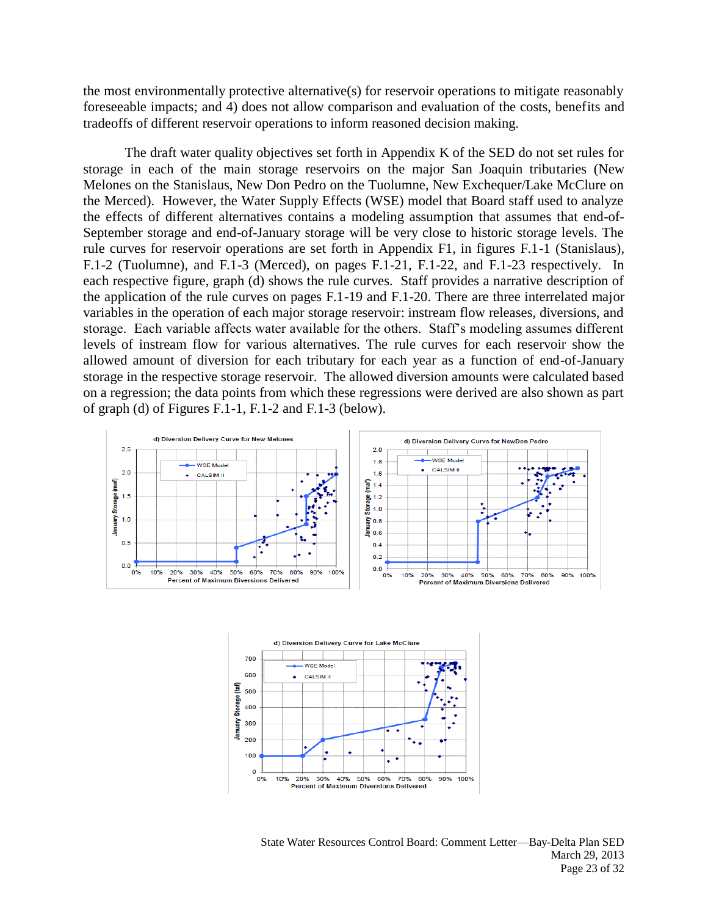the most environmentally protective alternative(s) for reservoir operations to mitigate reasonably foreseeable impacts; and 4) does not allow comparison and evaluation of the costs, benefits and tradeoffs of different reservoir operations to inform reasoned decision making.

The draft water quality objectives set forth in Appendix K of the SED do not set rules for storage in each of the main storage reservoirs on the major San Joaquin tributaries (New Melones on the Stanislaus, New Don Pedro on the Tuolumne, New Exchequer/Lake McClure on the Merced). However, the Water Supply Effects (WSE) model that Board staff used to analyze the effects of different alternatives contains a modeling assumption that assumes that end-of-September storage and end-of-January storage will be very close to historic storage levels. The rule curves for reservoir operations are set forth in Appendix F1, in figures F.1-1 (Stanislaus), F.1-2 (Tuolumne), and F.1-3 (Merced), on pages F.1-21, F.1-22, and F.1-23 respectively. In each respective figure, graph (d) shows the rule curves. Staff provides a narrative description of the application of the rule curves on pages F.1-19 and F.1-20. There are three interrelated major variables in the operation of each major storage reservoir: instream flow releases, diversions, and storage. Each variable affects water available for the others. Staff's modeling assumes different levels of instream flow for various alternatives. The rule curves for each reservoir show the allowed amount of diversion for each tributary for each year as a function of end-of-January storage in the respective storage reservoir. The allowed diversion amounts were calculated based on a regression; the data points from which these regressions were derived are also shown as part of graph (d) of Figures F.1-1, F.1-2 and F.1-3 (below).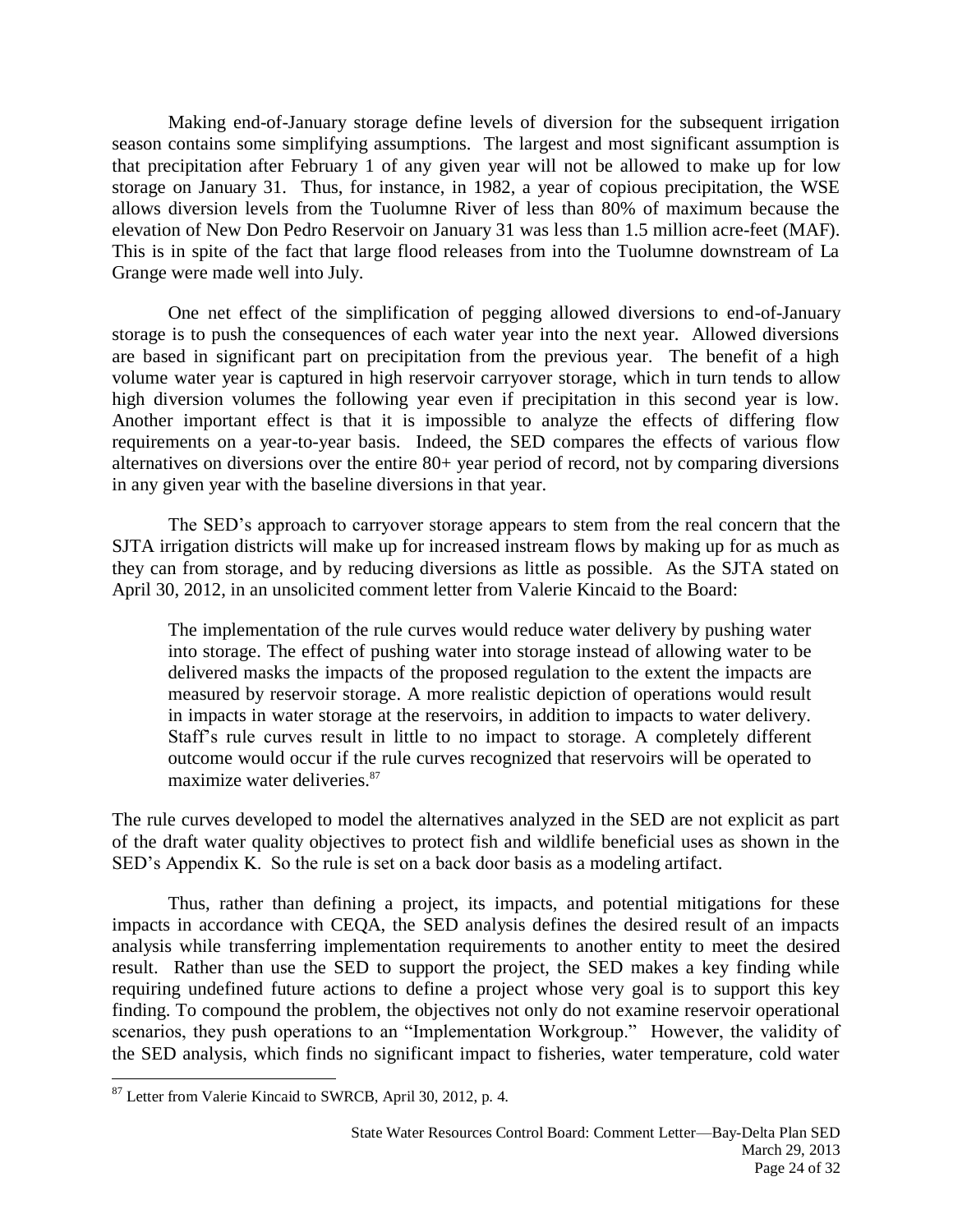Making end-of-January storage define levels of diversion for the subsequent irrigation season contains some simplifying assumptions. The largest and most significant assumption is that precipitation after February 1 of any given year will not be allowed to make up for low storage on January 31. Thus, for instance, in 1982, a year of copious precipitation, the WSE allows diversion levels from the Tuolumne River of less than 80% of maximum because the elevation of New Don Pedro Reservoir on January 31 was less than 1.5 million acre-feet (MAF). This is in spite of the fact that large flood releases from into the Tuolumne downstream of La Grange were made well into July.

One net effect of the simplification of pegging allowed diversions to end-of-January storage is to push the consequences of each water year into the next year. Allowed diversions are based in significant part on precipitation from the previous year. The benefit of a high volume water year is captured in high reservoir carryover storage, which in turn tends to allow high diversion volumes the following year even if precipitation in this second year is low. Another important effect is that it is impossible to analyze the effects of differing flow requirements on a year-to-year basis. Indeed, the SED compares the effects of various flow alternatives on diversions over the entire 80+ year period of record, not by comparing diversions in any given year with the baseline diversions in that year.

The SED's approach to carryover storage appears to stem from the real concern that the SJTA irrigation districts will make up for increased instream flows by making up for as much as they can from storage, and by reducing diversions as little as possible. As the SJTA stated on April 30, 2012, in an unsolicited comment letter from Valerie Kincaid to the Board:

> The implementation of the rule curves would reduce water delivery by pushing water into storage. The effect of pushing water into storage instead of allowing water to be delivered masks the impacts of the proposed regulation to the extent the impacts are measured by reservoir storage. A more realistic depiction of operations would result in impacts in water storage at the reservoirs, in addition to impacts to water delivery. Staff's rule curves result in little to no impact to storage. A completely different outcome would occur if the rule curves recognized that reservoirs will be operated to maximize water deliveries.[87]

The rule curves developed to model the alternatives analyzed in the SED are not explicit as part of the draft water quality objectives to protect fish and wildlife beneficial uses as shown in the SED's Appendix K. So the rule is set on a back door basis as a modeling artifact.

Thus, rather than defining a project, its impacts, and potential mitigations for these impacts in accordance with CEQA, the SED analysis defines the desired result of an impacts analysis while transferring implementation requirements to another entity to meet the desired result. Rather than use the SED to support the project, the SED makes a key finding while requiring undefined future actions to define a project whose very goal is to support this key finding. To compound the problem, the objectives not only do not examine reservoir operational scenarios, they push operations to an "Implementation Workgroup." However, the validity of the SED analysis, which finds no significant impact to fisheries, water temperature, cold water

---

[87] Letter from Valerie Kincaid to SWRCB, April 30, 2012, p. 4.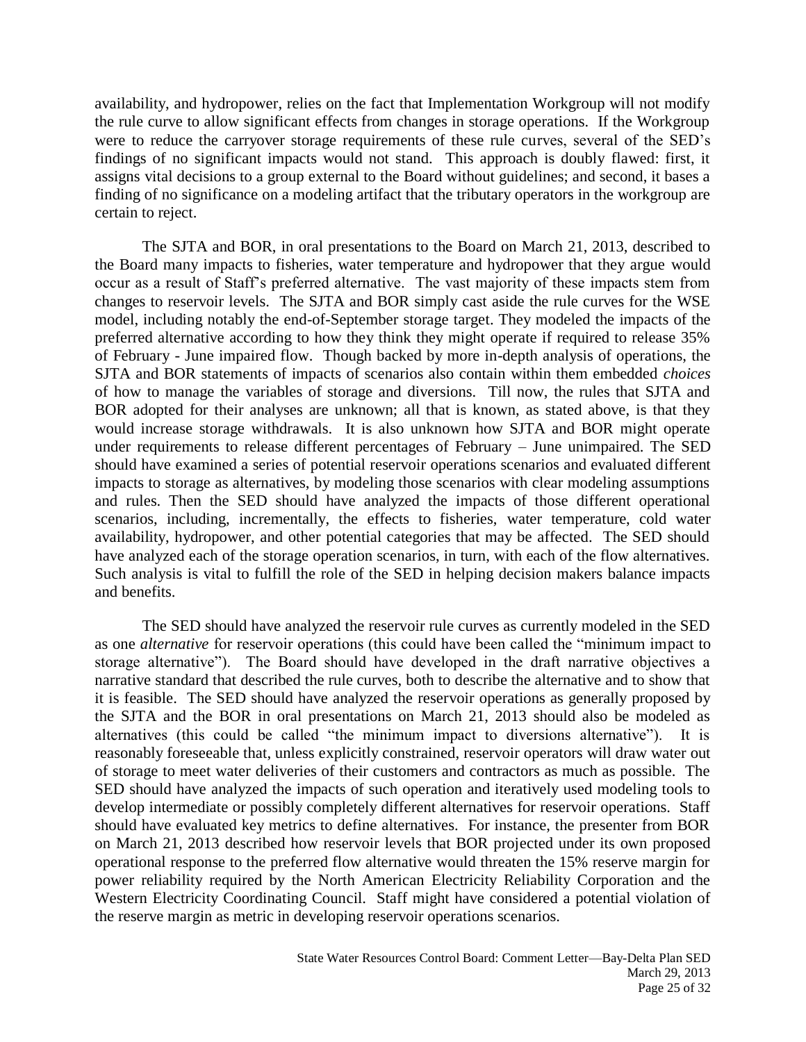availability, and hydropower, relies on the fact that Implementation Workgroup will not modify the rule curve to allow significant effects from changes in storage operations. If the Workgroup were to reduce the carryover storage requirements of these rule curves, several of the SED's findings of no significant impacts would not stand. This approach is doubly flawed: first, it assigns vital decisions to a group external to the Board without guidelines; and second, it bases a finding of no significance on a modeling artifact that the tributary operators in the workgroup are certain to reject.

The SJTA and BOR, in oral presentations to the Board on March 21, 2013, described to the Board many impacts to fisheries, water temperature and hydropower that they argue would occur as a result of Staff's preferred alternative. The vast majority of these impacts stem from changes to reservoir levels. The SJTA and BOR simply cast aside the rule curves for the WSE model, including notably the end-of-September storage target. They modeled the impacts of the preferred alternative according to how they think they might operate if required to release 35% of February - June impaired flow. Though backed by more in-depth analysis of operations, the SJTA and BOR statements of impacts of scenarios also contain within them embedded *choices* of how to manage the variables of storage and diversions. Till now, the rules that SJTA and BOR adopted for their analyses are unknown; all that is known, as stated above, is that they would increase storage withdrawals. It is also unknown how SJTA and BOR might operate under requirements to release different percentages of February – June unimpaired. The SED should have examined a series of potential reservoir operations scenarios and evaluated different impacts to storage as alternatives, by modeling those scenarios with clear modeling assumptions and rules. Then the SED should have analyzed the impacts of those different operational scenarios, including, incrementally, the effects to fisheries, water temperature, cold water availability, hydropower, and other potential categories that may be affected. The SED should have analyzed each of the storage operation scenarios, in turn, with each of the flow alternatives. Such analysis is vital to fulfill the role of the SED in helping decision makers balance impacts and benefits.

The SED should have analyzed the reservoir rule curves as currently modeled in the SED as one *alternative* for reservoir operations (this could have been called the "minimum impact to storage alternative"). The Board should have developed in the draft narrative objectives a narrative standard that described the rule curves, both to describe the alternative and to show that it is feasible. The SED should have analyzed the reservoir operations as generally proposed by the SJTA and the BOR in oral presentations on March 21, 2013 should also be modeled as alternatives (this could be called "the minimum impact to diversions alternative"). It is reasonably foreseeable that, unless explicitly constrained, reservoir operators will draw water out of storage to meet water deliveries of their customers and contractors as much as possible. The SED should have analyzed the impacts of such operation and iteratively used modeling tools to develop intermediate or possibly completely different alternatives for reservoir operations. Staff should have evaluated key metrics to define alternatives. For instance, the presenter from BOR on March 21, 2013 described how reservoir levels that BOR projected under its own proposed operational response to the preferred flow alternative would threaten the 15% reserve margin for power reliability required by the North American Electricity Reliability Corporation and the Western Electricity Coordinating Council. Staff might have considered a potential violation of the reserve margin as metric in developing reservoir operations scenarios.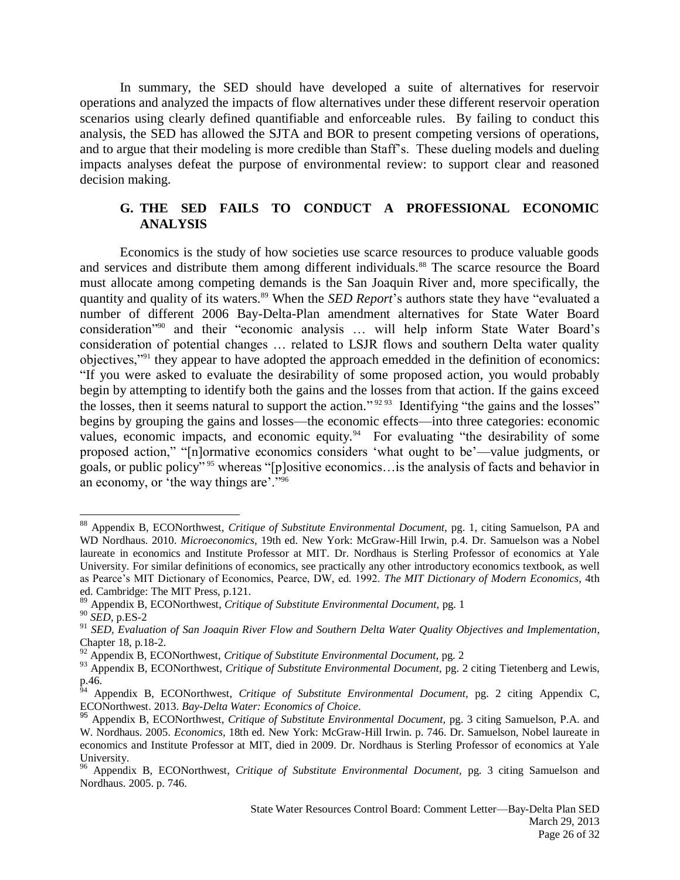In summary, the SED should have developed a suite of alternatives for reservoir operations and analyzed the impacts of flow alternatives under these different reservoir operation scenarios using clearly defined quantifiable and enforceable rules. By failing to conduct this analysis, the SED has allowed the SJTA and BOR to present competing versions of operations, and to argue that their modeling is more credible than Staff's. These dueling models and dueling impacts analyses defeat the purpose of environmental review: to support clear and reasoned decision making.

### G. THE SED FAILS TO CONDUCT A PROFESSIONAL ECONOMIC ANALYSIS

Economics is the study of how societies use scarce resources to produce valuable goods and services and distribute them among different individuals.[88] The scarce resource the Board must allocate among competing demands is the San Joaquin River and, more specifically, the quantity and quality of its waters.[89] When the *SED Report*'s authors state they have "evaluated a number of different 2006 Bay-Delta-Plan amendment alternatives for State Water Board consideration"[90] and their "economic analysis … will help inform State Water Board's consideration of potential changes … related to LSJR flows and southern Delta water quality objectives,"[91] they appear to have adopted the approach emedded in the definition of economics: "If you were asked to evaluate the desirability of some proposed action, you would probably begin by attempting to identify both the gains and the losses from that action. If the gains exceed the losses, then it seems natural to support the action."[92][93] Identifying "the gains and the losses" begins by grouping the gains and losses—the economic effects—into three categories: economic values, economic impacts, and economic equity.[94] For evaluating "the desirability of some proposed action," "[n]ormative economics considers 'what ought to be'—value judgments, or goals, or public policy"[95] whereas "[p]ositive economics…is the analysis of facts and behavior in an economy, or 'the way things are'."[96]

---

[88] Appendix B, ECONorthwest, *Critique of Substitute Environmental Document,* pg. 1, citing Samuelson, PA and WD Nordhaus. 2010. *Microeconomics*, 19th ed. New York: McGraw-Hill Irwin, p.4. Dr. Samuelson was a Nobel laureate in economics and Institute Professor at MIT. Dr. Nordhaus is Sterling Professor of economics at Yale University. For similar definitions of economics, see practically any other introductory economics textbook, as well as Pearce's MIT Dictionary of Economics, Pearce, DW, ed. 1992. *The MIT Dictionary of Modern Economics*, 4th ed. Cambridge: The MIT Press, p.121.

[89] Appendix B, ECONorthwest, *Critique of Substitute Environmental Document,* pg. 1

[90] *SED,* p.ES-2

[91] *SED, Evaluation of San Joaquin River Flow and Southern Delta Water Quality Objectives and Implementation*, Chapter 18, p.18-2.

[92] Appendix B, ECONorthwest, *Critique of Substitute Environmental Document,* pg. 2

[93] Appendix B, ECONorthwest, *Critique of Substitute Environmental Document,* pg. 2 citing Tietenberg and Lewis, p.46.

[94] Appendix B, ECONorthwest, *Critique of Substitute Environmental Document,* pg. 2 citing Appendix C, ECONorthwest. 2013. *Bay-Delta Water: Economics of Choice*.

[95] Appendix B, ECONorthwest, *Critique of Substitute Environmental Document,* pg. 3 citing Samuelson, P.A. and W. Nordhaus. 2005. *Economics*, 18th ed. New York: McGraw-Hill Irwin. p. 746. Dr. Samuelson, Nobel laureate in economics and Institute Professor at MIT, died in 2009. Dr. Nordhaus is Sterling Professor of economics at Yale University.

[96] Appendix B, ECONorthwest, *Critique of Substitute Environmental Document,* pg. 3 citing Samuelson and Nordhaus. 2005. p. 746.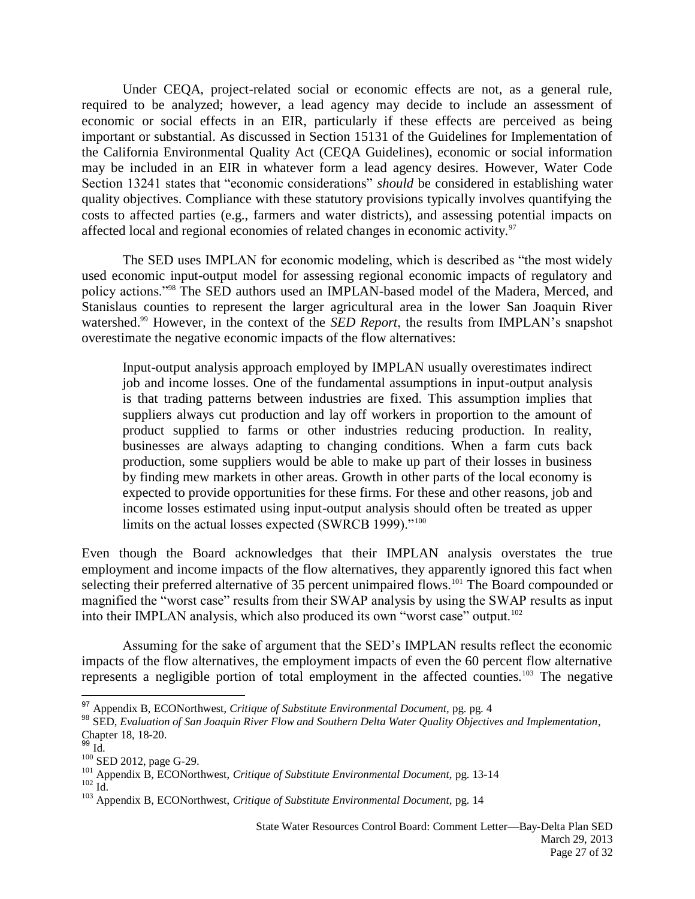Under CEQA, project-related social or economic effects are not, as a general rule, required to be analyzed; however, a lead agency may decide to include an assessment of economic or social effects in an EIR, particularly if these effects are perceived as being important or substantial. As discussed in Section 15131 of the Guidelines for Implementation of the California Environmental Quality Act (CEQA Guidelines), economic or social information may be included in an EIR in whatever form a lead agency desires. However, Water Code Section 13241 states that "economic considerations" *should* be considered in establishing water quality objectives. Compliance with these statutory provisions typically involves quantifying the costs to affected parties (e.g., farmers and water districts), and assessing potential impacts on affected local and regional economies of related changes in economic activity.[97]

The SED uses IMPLAN for economic modeling, which is described as "the most widely used economic input-output model for assessing regional economic impacts of regulatory and policy actions."[98] The SED authors used an IMPLAN-based model of the Madera, Merced, and Stanislaus counties to represent the larger agricultural area in the lower San Joaquin River watershed.[99] However, in the context of the *SED Report*, the results from IMPLAN's snapshot overestimate the negative economic impacts of the flow alternatives:

> Input-output analysis approach employed by IMPLAN usually overestimates indirect job and income losses. One of the fundamental assumptions in input-output analysis is that trading patterns between industries are fixed. This assumption implies that suppliers always cut production and lay off workers in proportion to the amount of product supplied to farms or other industries reducing production. In reality, businesses are always adapting to changing conditions. When a farm cuts back production, some suppliers would be able to make up part of their losses in business by finding mew markets in other areas. Growth in other parts of the local economy is expected to provide opportunities for these firms. For these and other reasons, job and income losses estimated using input-output analysis should often be treated as upper limits on the actual losses expected (SWRCB 1999)."[100]

Even though the Board acknowledges that their IMPLAN analysis overstates the true employment and income impacts of the flow alternatives, they apparently ignored this fact when selecting their preferred alternative of 35 percent unimpaired flows.[101] The Board compounded or magnified the "worst case" results from their SWAP analysis by using the SWAP results as input into their IMPLAN analysis, which also produced its own "worst case" output.[102]

Assuming for the sake of argument that the SED's IMPLAN results reflect the economic impacts of the flow alternatives, the employment impacts of even the 60 percent flow alternative represents a negligible portion of total employment in the affected counties.[103] The negative

---

[97] Appendix B, ECONorthwest, *Critique of Substitute Environmental Document*, pg. pg. 4

[98] SED, *Evaluation of San Joaquin River Flow and Southern Delta Water Quality Objectives and Implementation*, Chapter 18, 18-20.

[99] Id.

[100] SED 2012, page G-29.

[101] Appendix B, ECONorthwest, *Critique of Substitute Environmental Document*, pg. 13-14

[102] Id.

[103] Appendix B, ECONorthwest, *Critique of Substitute Environmental Document*, pg. 14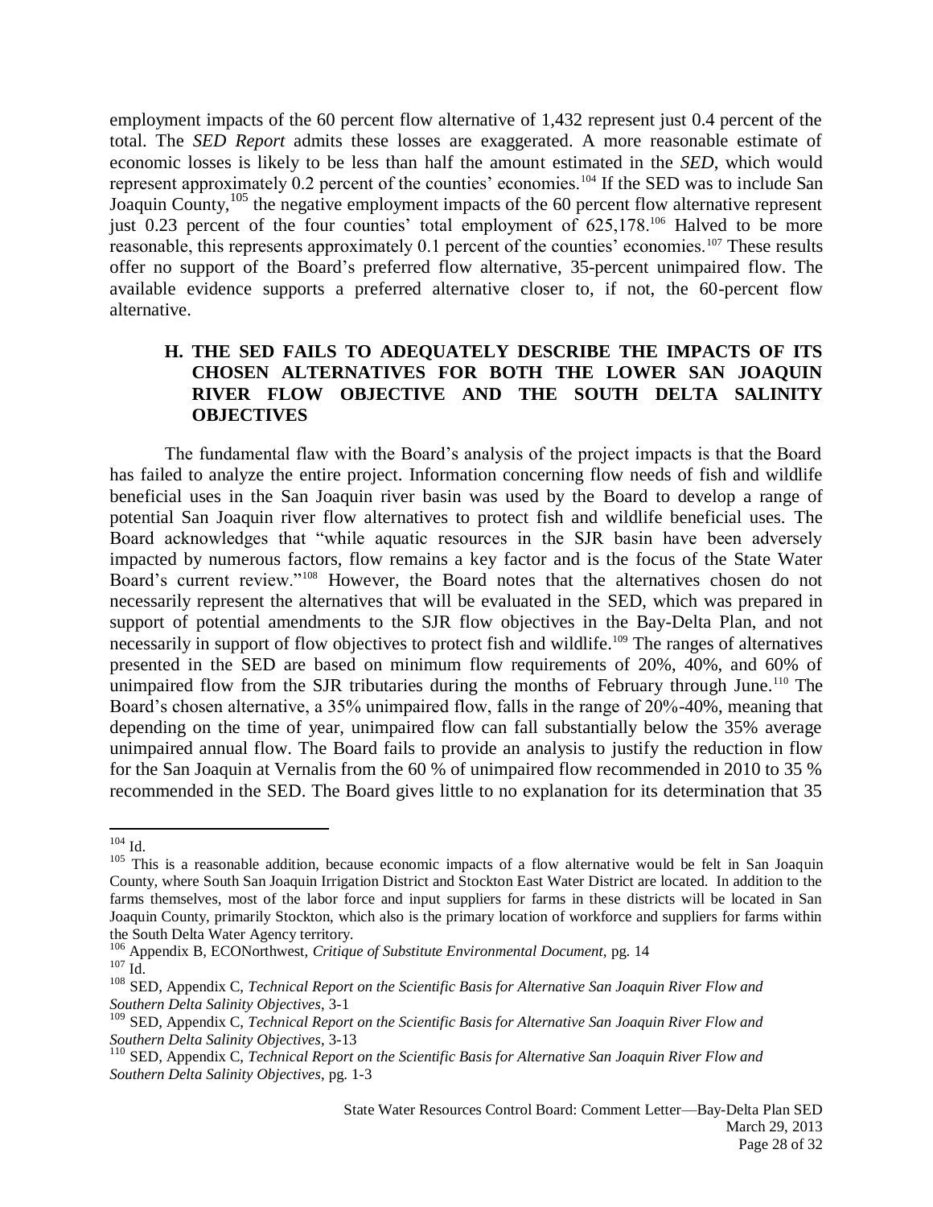employment impacts of the 60 percent flow alternative of 1,432 represent just 0.4 percent of the total. The *SED Report* admits these losses are exaggerated. A more reasonable estimate of economic losses is likely to be less than half the amount estimated in the *SED*, which would represent approximately 0.2 percent of the counties' economies.[104] If the SED was to include San Joaquin County,[105] the negative employment impacts of the 60 percent flow alternative represent just 0.23 percent of the four counties' total employment of 625,178.[106] Halved to be more reasonable, this represents approximately 0.1 percent of the counties' economies.[107] These results offer no support of the Board's preferred flow alternative, 35-percent unimpaired flow. The available evidence supports a preferred alternative closer to, if not, the 60-percent flow alternative.

### H. THE SED FAILS TO ADEQUATELY DESCRIBE THE IMPACTS OF ITS CHOSEN ALTERNATIVES FOR BOTH THE LOWER SAN JOAQUIN RIVER FLOW OBJECTIVE AND THE SOUTH DELTA SALINITY OBJECTIVES

The fundamental flaw with the Board's analysis of the project impacts is that the Board has failed to analyze the entire project. Information concerning flow needs of fish and wildlife beneficial uses in the San Joaquin river basin was used by the Board to develop a range of potential San Joaquin river flow alternatives to protect fish and wildlife beneficial uses. The Board acknowledges that "while aquatic resources in the SJR basin have been adversely impacted by numerous factors, flow remains a key factor and is the focus of the State Water Board's current review."[108] However, the Board notes that the alternatives chosen do not necessarily represent the alternatives that will be evaluated in the SED, which was prepared in support of potential amendments to the SJR flow objectives in the Bay-Delta Plan, and not necessarily in support of flow objectives to protect fish and wildlife.[109] The ranges of alternatives presented in the SED are based on minimum flow requirements of 20%, 40%, and 60% of unimpaired flow from the SJR tributaries during the months of February through June.[110] The Board's chosen alternative, a 35% unimpaired flow, falls in the range of 20%-40%, meaning that depending on the time of year, unimpaired flow can fall substantially below the 35% average unimpaired annual flow. The Board fails to provide an analysis to justify the reduction in flow for the San Joaquin at Vernalis from the 60 % of unimpaired flow recommended in 2010 to 35 % recommended in the SED. The Board gives little to no explanation for its determination that 35

---

[104] Id.

[105] This is a reasonable addition, because economic impacts of a flow alternative would be felt in San Joaquin County, where South San Joaquin Irrigation District and Stockton East Water District are located. In addition to the farms themselves, most of the labor force and input suppliers for farms in these districts will be located in San Joaquin County, primarily Stockton, which also is the primary location of workforce and suppliers for farms within the South Delta Water Agency territory.

[106] Appendix B, ECONorthwest, *Critique of Substitute Environmental Document,* pg. 14

[107] Id.

[108] SED, Appendix C, *Technical Report on the Scientific Basis for Alternative San Joaquin River Flow and Southern Delta Salinity Objectives*, 3-1

[109] SED, Appendix C, *Technical Report on the Scientific Basis for Alternative San Joaquin River Flow and Southern Delta Salinity Objectives*, 3-13

[110] SED, Appendix C, *Technical Report on the Scientific Basis for Alternative San Joaquin River Flow and Southern Delta Salinity Objectives*, pg. 1-3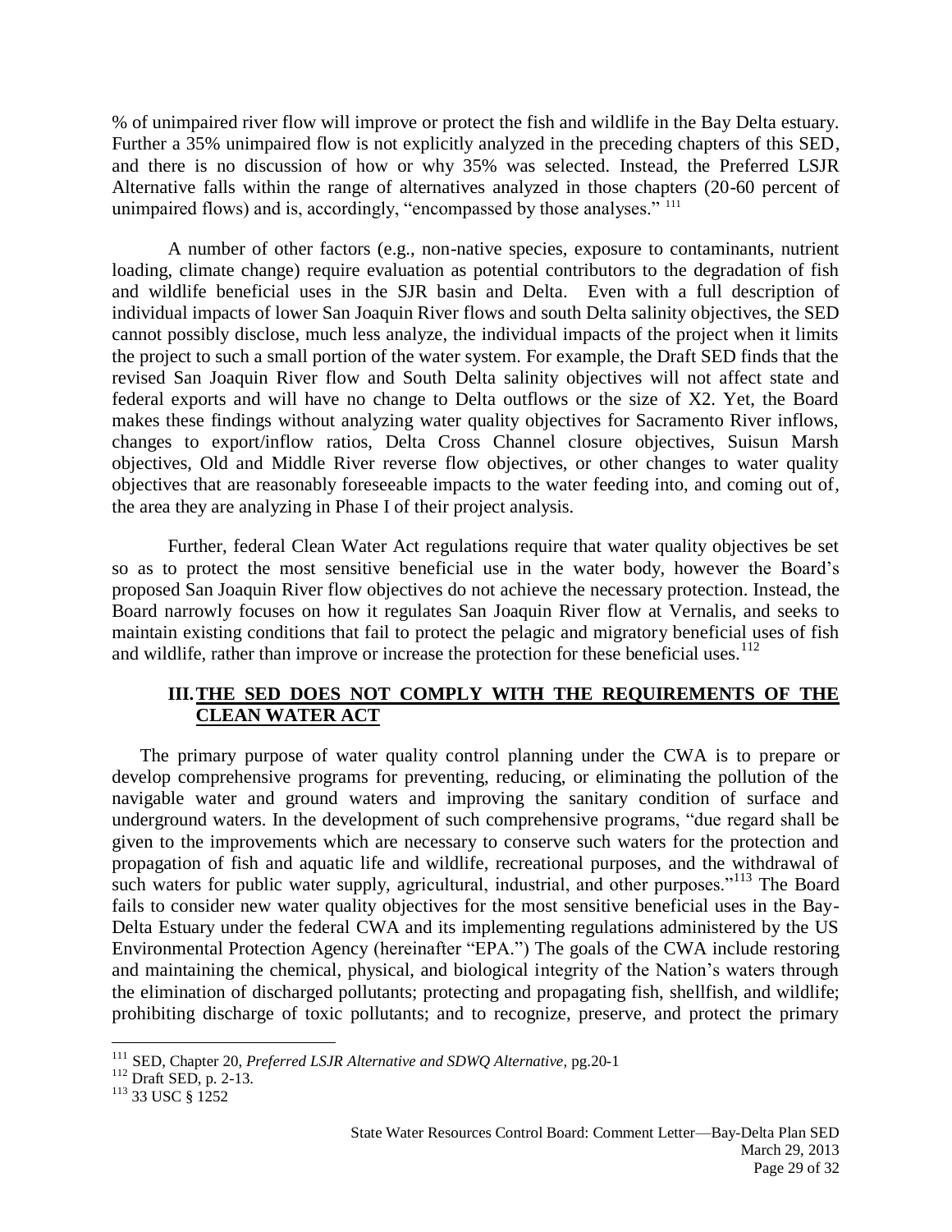% of unimpaired river flow will improve or protect the fish and wildlife in the Bay Delta estuary. Further a 35% unimpaired flow is not explicitly analyzed in the preceding chapters of this SED, and there is no discussion of how or why 35% was selected. Instead, the Preferred LSJR Alternative falls within the range of alternatives analyzed in those chapters (20-60 percent of unimpaired flows) and is, accordingly, "encompassed by those analyses." [111]

A number of other factors (e.g., non-native species, exposure to contaminants, nutrient loading, climate change) require evaluation as potential contributors to the degradation of fish and wildlife beneficial uses in the SJR basin and Delta. Even with a full description of individual impacts of lower San Joaquin River flows and south Delta salinity objectives, the SED cannot possibly disclose, much less analyze, the individual impacts of the project when it limits the project to such a small portion of the water system. For example, the Draft SED finds that the revised San Joaquin River flow and South Delta salinity objectives will not affect state and federal exports and will have no change to Delta outflows or the size of X2. Yet, the Board makes these findings without analyzing water quality objectives for Sacramento River inflows, changes to export/inflow ratios, Delta Cross Channel closure objectives, Suisun Marsh objectives, Old and Middle River reverse flow objectives, or other changes to water quality objectives that are reasonably foreseeable impacts to the water feeding into, and coming out of, the area they are analyzing in Phase I of their project analysis.

Further, federal Clean Water Act regulations require that water quality objectives be set so as to protect the most sensitive beneficial use in the water body, however the Board's proposed San Joaquin River flow objectives do not achieve the necessary protection. Instead, the Board narrowly focuses on how it regulates San Joaquin River flow at Vernalis, and seeks to maintain existing conditions that fail to protect the pelagic and migratory beneficial uses of fish and wildlife, rather than improve or increase the protection for these beneficial uses.[112]

## III. THE SED DOES NOT COMPLY WITH THE REQUIREMENTS OF THE CLEAN WATER ACT

The primary purpose of water quality control planning under the CWA is to prepare or develop comprehensive programs for preventing, reducing, or eliminating the pollution of the navigable water and ground waters and improving the sanitary condition of surface and underground waters. In the development of such comprehensive programs, "due regard shall be given to the improvements which are necessary to conserve such waters for the protection and propagation of fish and aquatic life and wildlife, recreational purposes, and the withdrawal of such waters for public water supply, agricultural, industrial, and other purposes."[113] The Board fails to consider new water quality objectives for the most sensitive beneficial uses in the Bay-Delta Estuary under the federal CWA and its implementing regulations administered by the US Environmental Protection Agency (hereinafter "EPA.") The goals of the CWA include restoring and maintaining the chemical, physical, and biological integrity of the Nation's waters through the elimination of discharged pollutants; protecting and propagating fish, shellfish, and wildlife; prohibiting discharge of toxic pollutants; and to recognize, preserve, and protect the primary

---

[111] SED, Chapter 20, *Preferred LSJR Alternative and SDWQ Alternative*, pg.20-1

[112] Draft SED, p. 2-13.

[113] 33 USC § 1252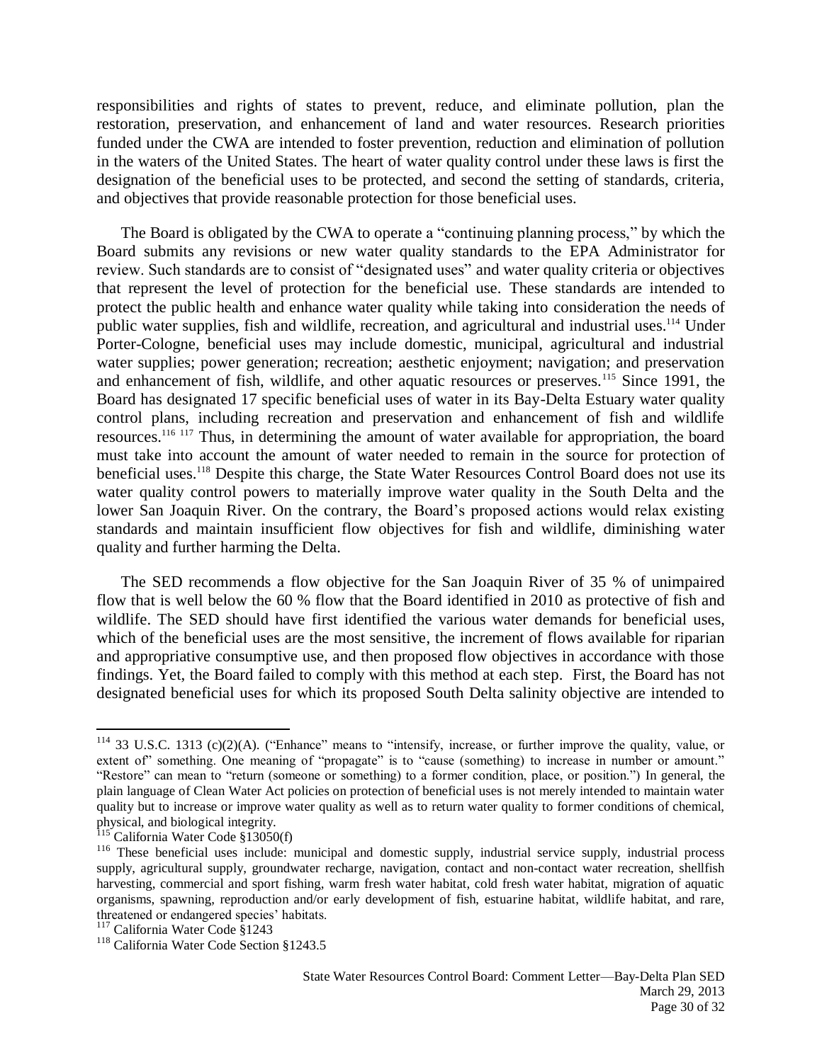responsibilities and rights of states to prevent, reduce, and eliminate pollution, plan the restoration, preservation, and enhancement of land and water resources. Research priorities funded under the CWA are intended to foster prevention, reduction and elimination of pollution in the waters of the United States. The heart of water quality control under these laws is first the designation of the beneficial uses to be protected, and second the setting of standards, criteria, and objectives that provide reasonable protection for those beneficial uses.

The Board is obligated by the CWA to operate a "continuing planning process," by which the Board submits any revisions or new water quality standards to the EPA Administrator for review. Such standards are to consist of "designated uses" and water quality criteria or objectives that represent the level of protection for the beneficial use. These standards are intended to protect the public health and enhance water quality while taking into consideration the needs of public water supplies, fish and wildlife, recreation, and agricultural and industrial uses.[114] Under Porter-Cologne, beneficial uses may include domestic, municipal, agricultural and industrial water supplies; power generation; recreation; aesthetic enjoyment; navigation; and preservation and enhancement of fish, wildlife, and other aquatic resources or preserves.[115] Since 1991, the Board has designated 17 specific beneficial uses of water in its Bay-Delta Estuary water quality control plans, including recreation and preservation and enhancement of fish and wildlife resources.[116] [117] Thus, in determining the amount of water available for appropriation, the board must take into account the amount of water needed to remain in the source for protection of beneficial uses.[118] Despite this charge, the State Water Resources Control Board does not use its water quality control powers to materially improve water quality in the South Delta and the lower San Joaquin River. On the contrary, the Board's proposed actions would relax existing standards and maintain insufficient flow objectives for fish and wildlife, diminishing water quality and further harming the Delta.

The SED recommends a flow objective for the San Joaquin River of 35 % of unimpaired flow that is well below the 60 % flow that the Board identified in 2010 as protective of fish and wildlife. The SED should have first identified the various water demands for beneficial uses, which of the beneficial uses are the most sensitive, the increment of flows available for riparian and appropriative consumptive use, and then proposed flow objectives in accordance with those findings. Yet, the Board failed to comply with this method at each step. First, the Board has not designated beneficial uses for which its proposed South Delta salinity objective are intended to

---

[114] 33 U.S.C. 1313 (c)(2)(A). ("Enhance" means to "intensify, increase, or further improve the quality, value, or extent of" something. One meaning of "propagate" is to "cause (something) to increase in number or amount." "Restore" can mean to "return (someone or something) to a former condition, place, or position.") In general, the plain language of Clean Water Act policies on protection of beneficial uses is not merely intended to maintain water quality but to increase or improve water quality as well as to return water quality to former conditions of chemical, physical, and biological integrity.

[115] California Water Code §13050(f)

[116] These beneficial uses include: municipal and domestic supply, industrial service supply, industrial process supply, agricultural supply, groundwater recharge, navigation, contact and non-contact water recreation, shellfish harvesting, commercial and sport fishing, warm fresh water habitat, cold fresh water habitat, migration of aquatic organisms, spawning, reproduction and/or early development of fish, estuarine habitat, wildlife habitat, and rare, threatened or endangered species' habitats.

[117] California Water Code §1243

[118] California Water Code Section §1243.5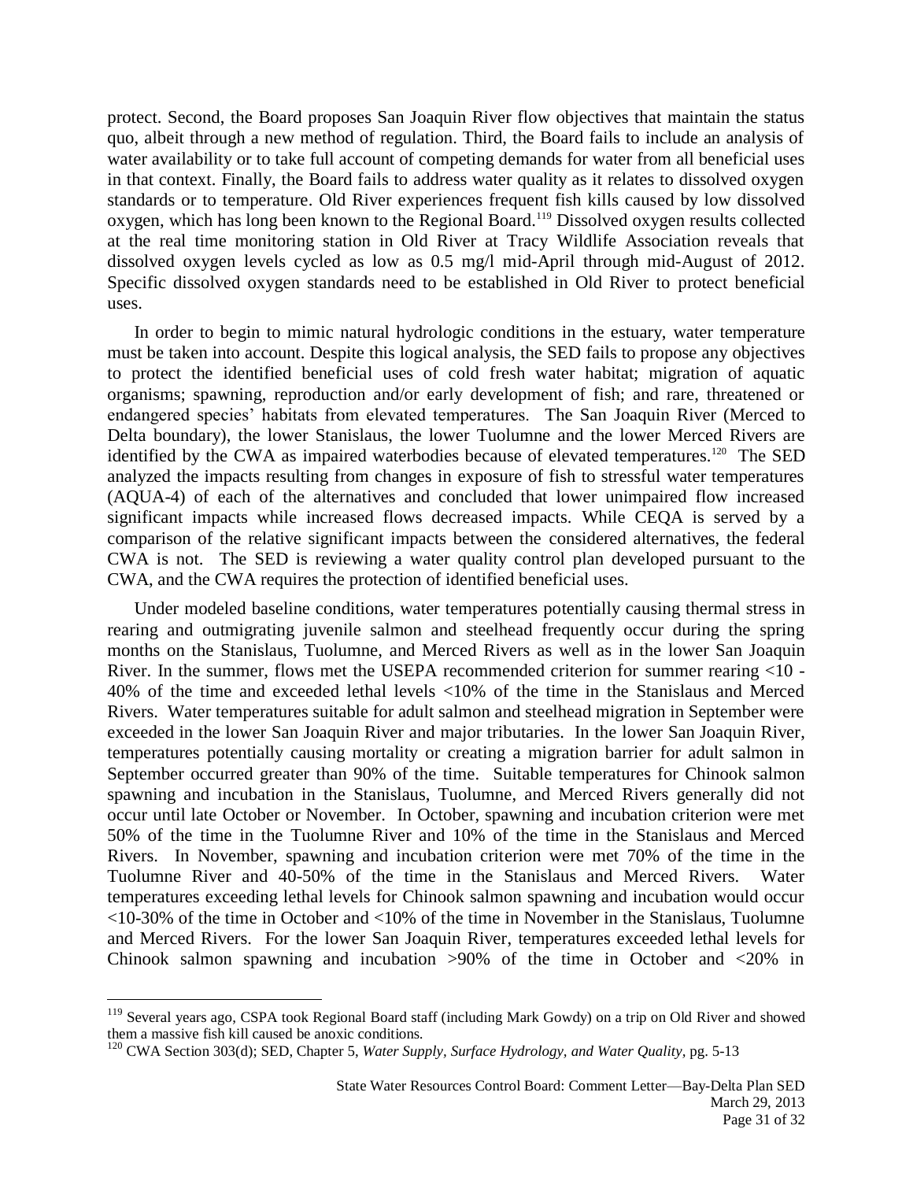protect. Second, the Board proposes San Joaquin River flow objectives that maintain the status quo, albeit through a new method of regulation. Third, the Board fails to include an analysis of water availability or to take full account of competing demands for water from all beneficial uses in that context. Finally, the Board fails to address water quality as it relates to dissolved oxygen standards or to temperature. Old River experiences frequent fish kills caused by low dissolved oxygen, which has long been known to the Regional Board.[119] Dissolved oxygen results collected at the real time monitoring station in Old River at Tracy Wildlife Association reveals that dissolved oxygen levels cycled as low as 0.5 mg/l mid-April through mid-August of 2012. Specific dissolved oxygen standards need to be established in Old River to protect beneficial uses.

In order to begin to mimic natural hydrologic conditions in the estuary, water temperature must be taken into account. Despite this logical analysis, the SED fails to propose any objectives to protect the identified beneficial uses of cold fresh water habitat; migration of aquatic organisms; spawning, reproduction and/or early development of fish; and rare, threatened or endangered species' habitats from elevated temperatures. The San Joaquin River (Merced to Delta boundary), the lower Stanislaus, the lower Tuolumne and the lower Merced Rivers are identified by the CWA as impaired waterbodies because of elevated temperatures.[120] The SED analyzed the impacts resulting from changes in exposure of fish to stressful water temperatures (AQUA-4) of each of the alternatives and concluded that lower unimpaired flow increased significant impacts while increased flows decreased impacts. While CEQA is served by a comparison of the relative significant impacts between the considered alternatives, the federal CWA is not. The SED is reviewing a water quality control plan developed pursuant to the CWA, and the CWA requires the protection of identified beneficial uses.

Under modeled baseline conditions, water temperatures potentially causing thermal stress in rearing and outmigrating juvenile salmon and steelhead frequently occur during the spring months on the Stanislaus, Tuolumne, and Merced Rivers as well as in the lower San Joaquin River. In the summer, flows met the USEPA recommended criterion for summer rearing <10 - 40% of the time and exceeded lethal levels <10% of the time in the Stanislaus and Merced Rivers. Water temperatures suitable for adult salmon and steelhead migration in September were exceeded in the lower San Joaquin River and major tributaries. In the lower San Joaquin River, temperatures potentially causing mortality or creating a migration barrier for adult salmon in September occurred greater than 90% of the time. Suitable temperatures for Chinook salmon spawning and incubation in the Stanislaus, Tuolumne, and Merced Rivers generally did not occur until late October or November. In October, spawning and incubation criterion were met 50% of the time in the Tuolumne River and 10% of the time in the Stanislaus and Merced Rivers. In November, spawning and incubation criterion were met 70% of the time in the Tuolumne River and 40-50% of the time in the Stanislaus and Merced Rivers. Water temperatures exceeding lethal levels for Chinook salmon spawning and incubation would occur <10-30% of the time in October and <10% of the time in November in the Stanislaus, Tuolumne and Merced Rivers. For the lower San Joaquin River, temperatures exceeded lethal levels for Chinook salmon spawning and incubation >90% of the time in October and <20% in

---

[119] Several years ago, CSPA took Regional Board staff (including Mark Gowdy) on a trip on Old River and showed them a massive fish kill caused be anoxic conditions.

[120] CWA Section 303(d); SED, Chapter 5, *Water Supply, Surface Hydrology, and Water Quality*, pg. 5-13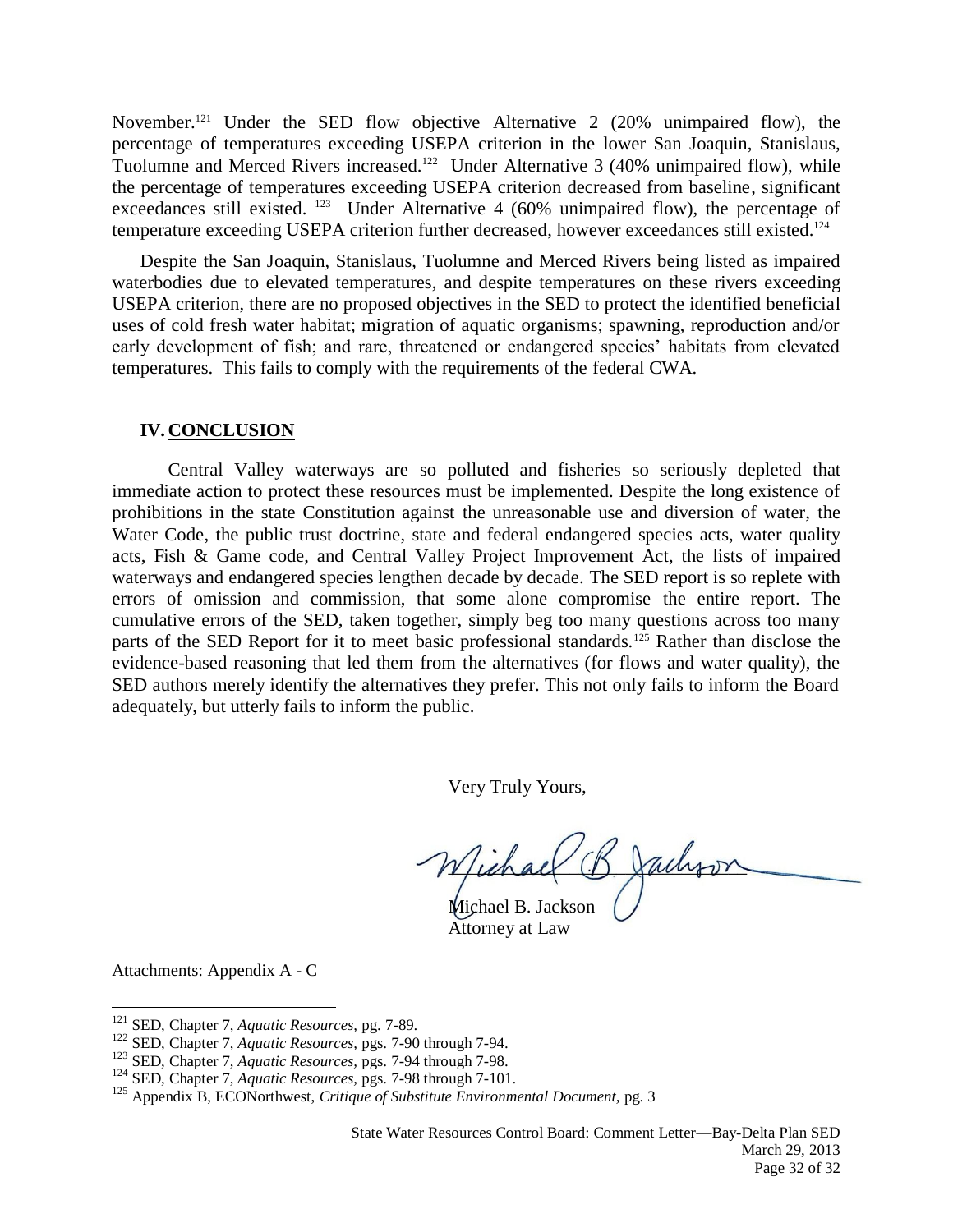November.[121] Under the SED flow objective Alternative 2 (20% unimpaired flow), the percentage of temperatures exceeding USEPA criterion in the lower San Joaquin, Stanislaus, Tuolumne and Merced Rivers increased.[122] Under Alternative 3 (40% unimpaired flow), while the percentage of temperatures exceeding USEPA criterion decreased from baseline, significant exceedances still existed.[123] Under Alternative 4 (60% unimpaired flow), the percentage of temperature exceeding USEPA criterion further decreased, however exceedances still existed.[124]

Despite the San Joaquin, Stanislaus, Tuolumne and Merced Rivers being listed as impaired waterbodies due to elevated temperatures, and despite temperatures on these rivers exceeding USEPA criterion, there are no proposed objectives in the SED to protect the identified beneficial uses of cold fresh water habitat; migration of aquatic organisms; spawning, reproduction and/or early development of fish; and rare, threatened or endangered species' habitats from elevated temperatures. This fails to comply with the requirements of the federal CWA.

## IV. CONCLUSION

Central Valley waterways are so polluted and fisheries so seriously depleted that immediate action to protect these resources must be implemented. Despite the long existence of prohibitions in the state Constitution against the unreasonable use and diversion of water, the Water Code, the public trust doctrine, state and federal endangered species acts, water quality acts, Fish & Game code, and Central Valley Project Improvement Act, the lists of impaired waterways and endangered species lengthen decade by decade. The SED report is so replete with errors of omission and commission, that some alone compromise the entire report. The cumulative errors of the SED, taken together, simply beg too many questions across too many parts of the SED Report for it to meet basic professional standards.[125] Rather than disclose the evidence-based reasoning that led them from the alternatives (for flows and water quality), the SED authors merely identify the alternatives they prefer. This not only fails to inform the Board adequately, but utterly fails to inform the public.

Very Truly Yours,

Michael B. Jackson
Attorney at Law

Attachments: Appendix A - C

---

[121] SED, Chapter 7, *Aquatic Resources*, pg. 7-89.

[122] SED, Chapter 7, *Aquatic Resources*, pgs. 7-90 through 7-94.

[123] SED, Chapter 7, *Aquatic Resources*, pgs. 7-94 through 7-98.

[124] SED, Chapter 7, *Aquatic Resources*, pgs. 7-98 through 7-101.

[125] Appendix B, ECONorthwest, *Critique of Substitute Environmental Document*, pg. 3

State Water Resources Control Board: Comment Letter—Bay-Delta Plan SED
March 29, 2013